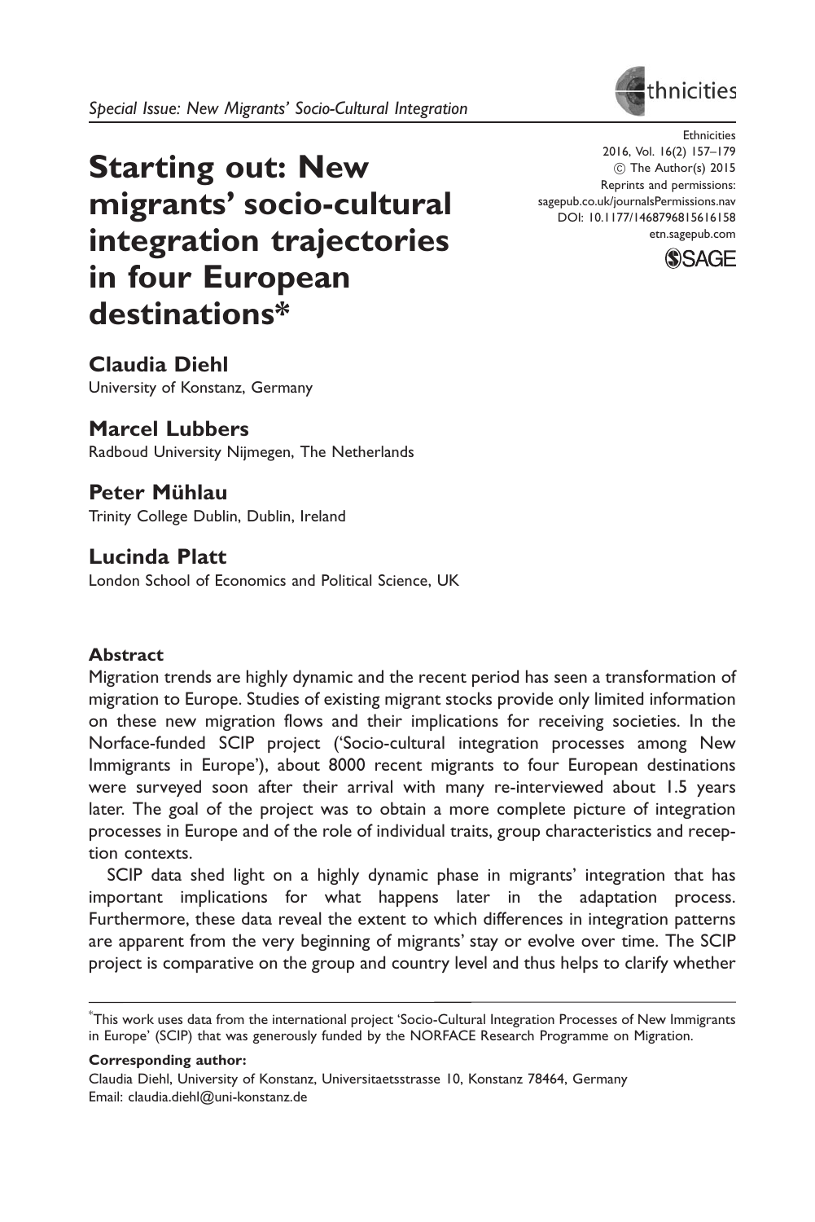*Special Issue: New Migrants' Socio-Cultural Integration*

# Starting out: New migrants' socio-cultural integration trajectories in four European destinations*

Ethnicities
2016, Vol. 16(2) 157–179
© The Author(s) 2015
Reprints and permissions: sagepub.co.uk/journalsPermissions.nav
DOI: 10.1177/1468796815616158
etn.sagepub.com

**Claudia Diehl**
University of Konstanz, Germany

**Marcel Lubbers**
Radboud University Nijmegen, The Netherlands

**Peter Mühlau**
Trinity College Dublin, Dublin, Ireland

**Lucinda Platt**
London School of Economics and Political Science, UK

### Abstract

Migration trends are highly dynamic and the recent period has seen a transformation of migration to Europe. Studies of existing migrant stocks provide only limited information on these new migration flows and their implications for receiving societies. In the Norface-funded SCIP project ('Socio-cultural integration processes among New Immigrants in Europe'), about 8000 recent migrants to four European destinations were surveyed soon after their arrival with many re-interviewed about 1.5 years later. The goal of the project was to obtain a more complete picture of integration processes in Europe and of the role of individual traits, group characteristics and reception contexts.

SCIP data shed light on a highly dynamic phase in migrants' integration that has important implications for what happens later in the adaptation process. Furthermore, these data reveal the extent to which differences in integration patterns are apparent from the very beginning of migrants' stay or evolve over time. The SCIP project is comparative on the group and country level and thus helps to clarify whether

---

*This work uses data from the international project 'Socio-Cultural Integration Processes of New Immigrants in Europe' (SCIP) that was generously funded by the NORFACE Research Programme on Migration.

**Corresponding author:**
Claudia Diehl, University of Konstanz, Universitaetsstrasse 10, Konstanz 78464, Germany
Email: claudia.diehl@uni-konstanz.de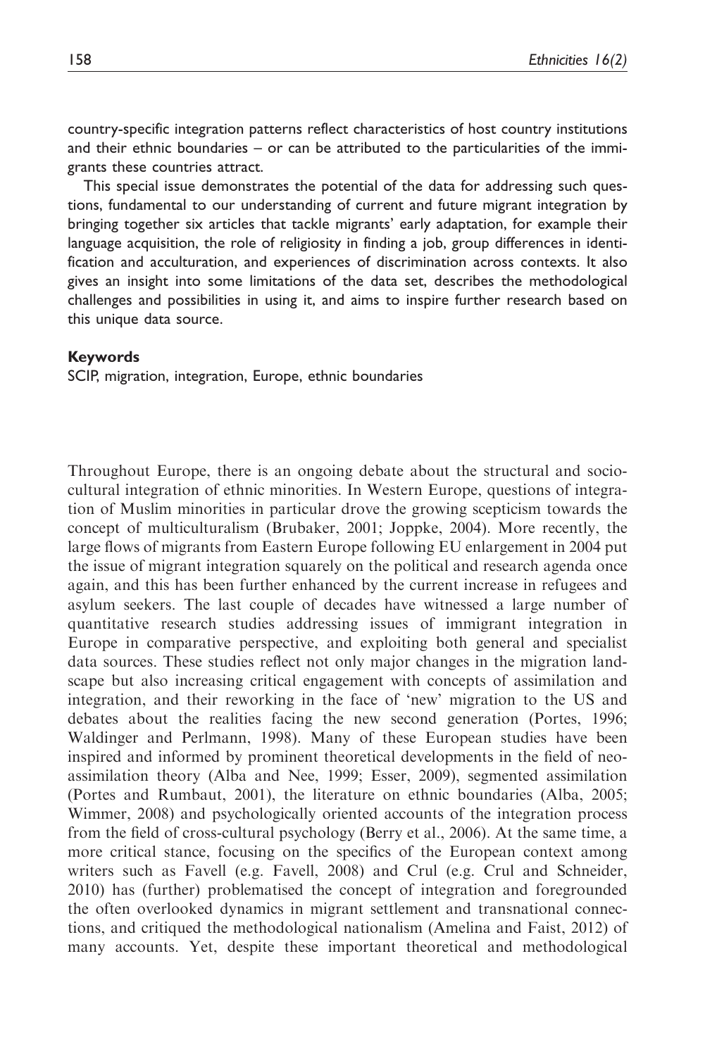country-specific integration patterns reflect characteristics of host country institutions and their ethnic boundaries – or can be attributed to the particularities of the immigrants these countries attract.

This special issue demonstrates the potential of the data for addressing such questions, fundamental to our understanding of current and future migrant integration by bringing together six articles that tackle migrants' early adaptation, for example their language acquisition, the role of religiosity in finding a job, group differences in identification and acculturation, and experiences of discrimination across contexts. It also gives an insight into some limitations of the data set, describes the methodological challenges and possibilities in using it, and aims to inspire further research based on this unique data source.

### Keywords

SCIP, migration, integration, Europe, ethnic boundaries

Throughout Europe, there is an ongoing debate about the structural and sociocultural integration of ethnic minorities. In Western Europe, questions of integration of Muslim minorities in particular drove the growing scepticism towards the concept of multiculturalism (Brubaker, 2001; Joppke, 2004). More recently, the large flows of migrants from Eastern Europe following EU enlargement in 2004 put the issue of migrant integration squarely on the political and research agenda once again, and this has been further enhanced by the current increase in refugees and asylum seekers. The last couple of decades have witnessed a large number of quantitative research studies addressing issues of immigrant integration in Europe in comparative perspective, and exploiting both general and specialist data sources. These studies reflect not only major changes in the migration landscape but also increasing critical engagement with concepts of assimilation and integration, and their reworking in the face of 'new' migration to the US and debates about the realities facing the new second generation (Portes, 1996; Waldinger and Perlmann, 1998). Many of these European studies have been inspired and informed by prominent theoretical developments in the field of neo-assimilation theory (Alba and Nee, 1999; Esser, 2009), segmented assimilation (Portes and Rumbaut, 2001), the literature on ethnic boundaries (Alba, 2005; Wimmer, 2008) and psychologically oriented accounts of the integration process from the field of cross-cultural psychology (Berry et al., 2006). At the same time, a more critical stance, focusing on the specifics of the European context among writers such as Favell (e.g. Favell, 2008) and Crul (e.g. Crul and Schneider, 2010) has (further) problematised the concept of integration and foregrounded the often overlooked dynamics in migrant settlement and transnational connections, and critiqued the methodological nationalism (Amelina and Faist, 2012) of many accounts. Yet, despite these important theoretical and methodological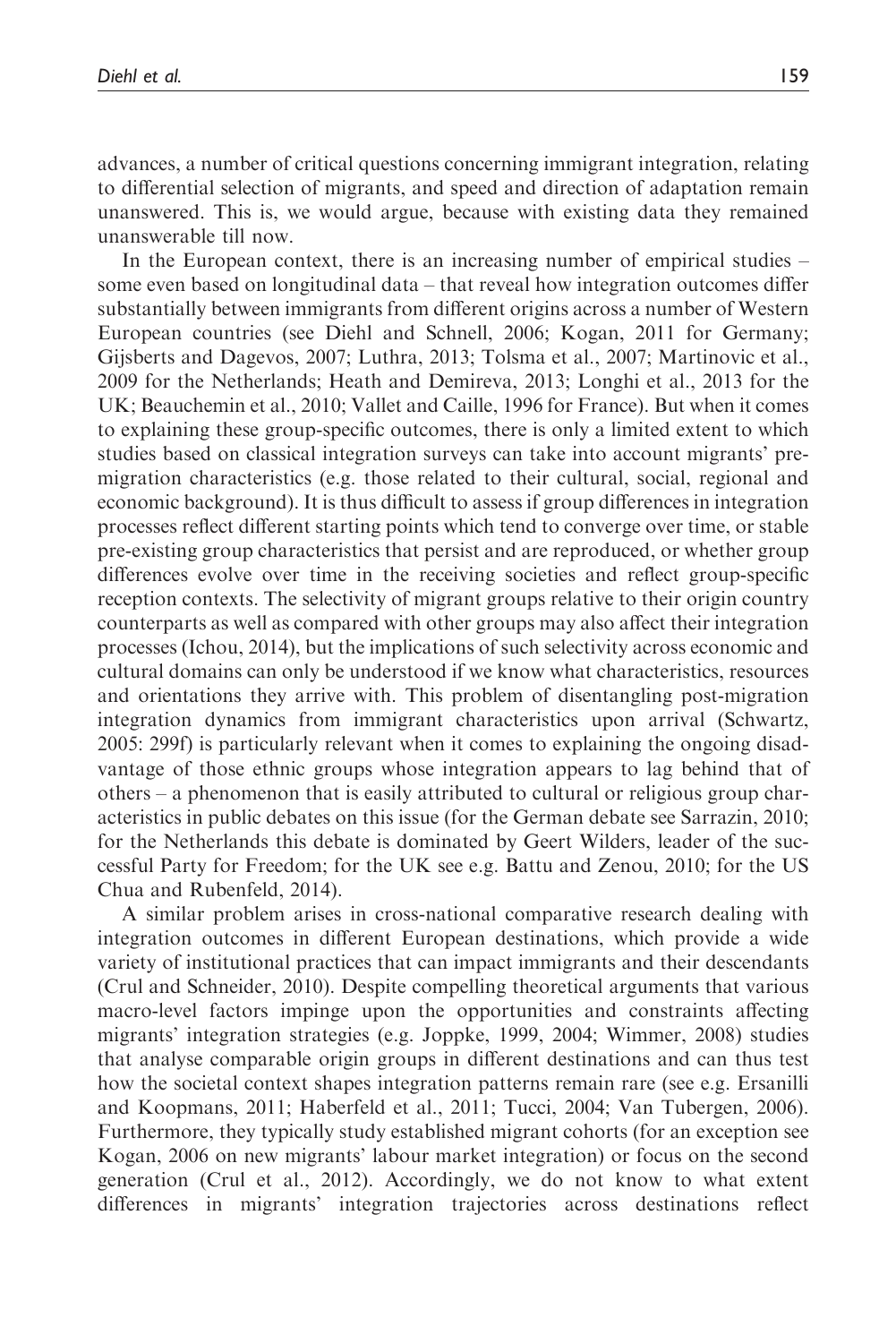advances, a number of critical questions concerning immigrant integration, relating to differential selection of migrants, and speed and direction of adaptation remain unanswered. This is, we would argue, because with existing data they remained unanswerable till now.

In the European context, there is an increasing number of empirical studies – some even based on longitudinal data – that reveal how integration outcomes differ substantially between immigrants from different origins across a number of Western European countries (see Diehl and Schnell, 2006; Kogan, 2011 for Germany; Gijsberts and Dagevos, 2007; Luthra, 2013; Tolsma et al., 2007; Martinovic et al., 2009 for the Netherlands; Heath and Demireva, 2013; Longhi et al., 2013 for the UK; Beauchemin et al., 2010; Vallet and Caille, 1996 for France). But when it comes to explaining these group-specific outcomes, there is only a limited extent to which studies based on classical integration surveys can take into account migrants' pre-migration characteristics (e.g. those related to their cultural, social, regional and economic background). It is thus difficult to assess if group differences in integration processes reflect different starting points which tend to converge over time, or stable pre-existing group characteristics that persist and are reproduced, or whether group differences evolve over time in the receiving societies and reflect group-specific reception contexts. The selectivity of migrant groups relative to their origin country counterparts as well as compared with other groups may also affect their integration processes (Ichou, 2014), but the implications of such selectivity across economic and cultural domains can only be understood if we know what characteristics, resources and orientations they arrive with. This problem of disentangling post-migration integration dynamics from immigrant characteristics upon arrival (Schwartz, 2005: 299f) is particularly relevant when it comes to explaining the ongoing disadvantage of those ethnic groups whose integration appears to lag behind that of others – a phenomenon that is easily attributed to cultural or religious group characteristics in public debates on this issue (for the German debate see Sarrazin, 2010; for the Netherlands this debate is dominated by Geert Wilders, leader of the successful Party for Freedom; for the UK see e.g. Battu and Zenou, 2010; for the US Chua and Rubenfeld, 2014).

A similar problem arises in cross-national comparative research dealing with integration outcomes in different European destinations, which provide a wide variety of institutional practices that can impact immigrants and their descendants (Crul and Schneider, 2010). Despite compelling theoretical arguments that various macro-level factors impinge upon the opportunities and constraints affecting migrants' integration strategies (e.g. Joppke, 1999, 2004; Wimmer, 2008) studies that analyse comparable origin groups in different destinations and can thus test how the societal context shapes integration patterns remain rare (see e.g. Ersanilli and Koopmans, 2011; Haberfeld et al., 2011; Tucci, 2004; Van Tubergen, 2006). Furthermore, they typically study established migrant cohorts (for an exception see Kogan, 2006 on new migrants' labour market integration) or focus on the second generation (Crul et al., 2012). Accordingly, we do not know to what extent differences in migrants' integration trajectories across destinations reflect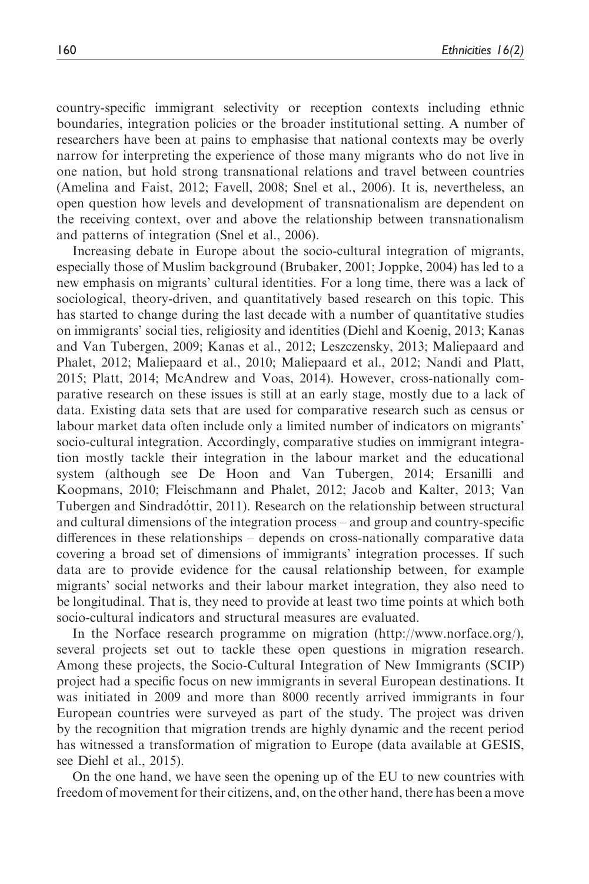country-specific immigrant selectivity or reception contexts including ethnic boundaries, integration policies or the broader institutional setting. A number of researchers have been at pains to emphasise that national contexts may be overly narrow for interpreting the experience of those many migrants who do not live in one nation, but hold strong transnational relations and travel between countries (Amelina and Faist, 2012; Favell, 2008; Snel et al., 2006). It is, nevertheless, an open question how levels and development of transnationalism are dependent on the receiving context, over and above the relationship between transnationalism and patterns of integration (Snel et al., 2006).

Increasing debate in Europe about the socio-cultural integration of migrants, especially those of Muslim background (Brubaker, 2001; Joppke, 2004) has led to a new emphasis on migrants' cultural identities. For a long time, there was a lack of sociological, theory-driven, and quantitatively based research on this topic. This has started to change during the last decade with a number of quantitative studies on immigrants' social ties, religiosity and identities (Diehl and Koenig, 2013; Kanas and Van Tubergen, 2009; Kanas et al., 2012; Leszczensky, 2013; Maliepaard and Phalet, 2012; Maliepaard et al., 2010; Maliepaard et al., 2012; Nandi and Platt, 2015; Platt, 2014; McAndrew and Voas, 2014). However, cross-nationally comparative research on these issues is still at an early stage, mostly due to a lack of data. Existing data sets that are used for comparative research such as census or labour market data often include only a limited number of indicators on migrants' socio-cultural integration. Accordingly, comparative studies on immigrant integration mostly tackle their integration in the labour market and the educational system (although see De Hoon and Van Tubergen, 2014; Ersanilli and Koopmans, 2010; Fleischmann and Phalet, 2012; Jacob and Kalter, 2013; Van Tubergen and Sindradóttir, 2011). Research on the relationship between structural and cultural dimensions of the integration process – and group and country-specific differences in these relationships – depends on cross-nationally comparative data covering a broad set of dimensions of immigrants' integration processes. If such data are to provide evidence for the causal relationship between, for example migrants' social networks and their labour market integration, they also need to be longitudinal. That is, they need to provide at least two time points at which both socio-cultural indicators and structural measures are evaluated.

In the Norface research programme on migration (http://www.norface.org/), several projects set out to tackle these open questions in migration research. Among these projects, the Socio-Cultural Integration of New Immigrants (SCIP) project had a specific focus on new immigrants in several European destinations. It was initiated in 2009 and more than 8000 recently arrived immigrants in four European countries were surveyed as part of the study. The project was driven by the recognition that migration trends are highly dynamic and the recent period has witnessed a transformation of migration to Europe (data available at GESIS, see Diehl et al., 2015).

On the one hand, we have seen the opening up of the EU to new countries with freedom of movement for their citizens, and, on the other hand, there has been a move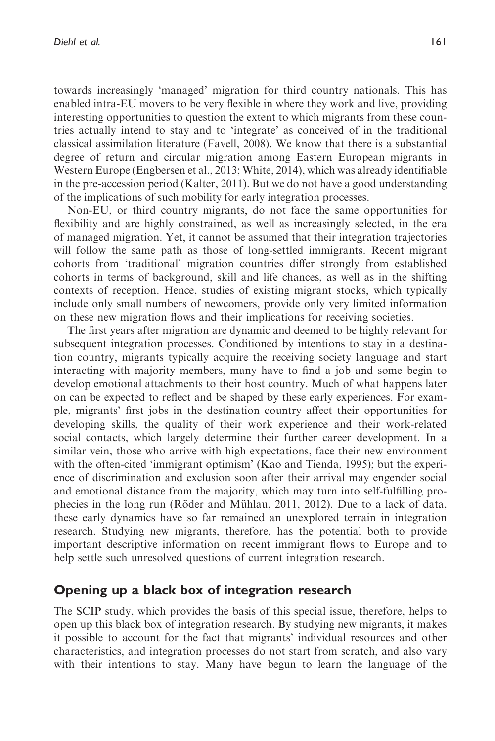towards increasingly 'managed' migration for third country nationals. This has enabled intra-EU movers to be very flexible in where they work and live, providing interesting opportunities to question the extent to which migrants from these countries actually intend to stay and to 'integrate' as conceived of in the traditional classical assimilation literature (Favell, 2008). We know that there is a substantial degree of return and circular migration among Eastern European migrants in Western Europe (Engbersen et al., 2013; White, 2014), which was already identifiable in the pre-accession period (Kalter, 2011). But we do not have a good understanding of the implications of such mobility for early integration processes.

Non-EU, or third country migrants, do not face the same opportunities for flexibility and are highly constrained, as well as increasingly selected, in the era of managed migration. Yet, it cannot be assumed that their integration trajectories will follow the same path as those of long-settled immigrants. Recent migrant cohorts from 'traditional' migration countries differ strongly from established cohorts in terms of background, skill and life chances, as well as in the shifting contexts of reception. Hence, studies of existing migrant stocks, which typically include only small numbers of newcomers, provide only very limited information on these new migration flows and their implications for receiving societies.

The first years after migration are dynamic and deemed to be highly relevant for subsequent integration processes. Conditioned by intentions to stay in a destination country, migrants typically acquire the receiving society language and start interacting with majority members, many have to find a job and some begin to develop emotional attachments to their host country. Much of what happens later on can be expected to reflect and be shaped by these early experiences. For example, migrants' first jobs in the destination country affect their opportunities for developing skills, the quality of their work experience and their work-related social contacts, which largely determine their further career development. In a similar vein, those who arrive with high expectations, face their new environment with the often-cited 'immigrant optimism' (Kao and Tienda, 1995); but the experience of discrimination and exclusion soon after their arrival may engender social and emotional distance from the majority, which may turn into self-fulfilling prophecies in the long run (Röder and Mühlau, 2011, 2012). Due to a lack of data, these early dynamics have so far remained an unexplored terrain in integration research. Studying new migrants, therefore, has the potential both to provide important descriptive information on recent immigrant flows to Europe and to help settle such unresolved questions of current integration research.

## Opening up a black box of integration research

The SCIP study, which provides the basis of this special issue, therefore, helps to open up this black box of integration research. By studying new migrants, it makes it possible to account for the fact that migrants' individual resources and other characteristics, and integration processes do not start from scratch, and also vary with their intentions to stay. Many have begun to learn the language of the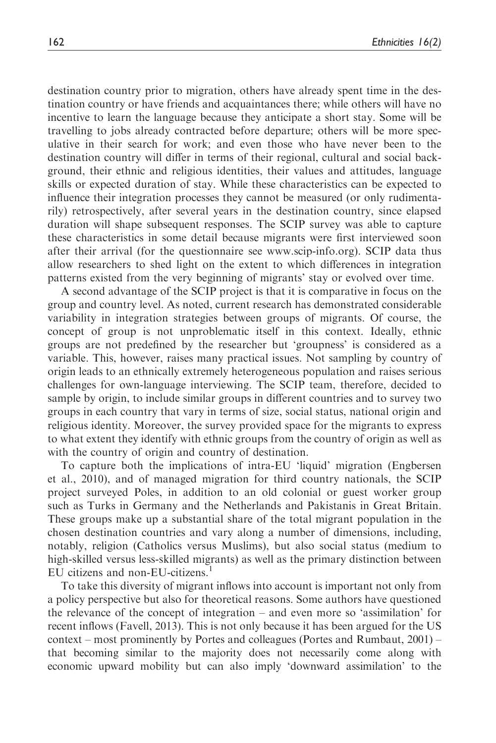destination country prior to migration, others have already spent time in the destination country or have friends and acquaintances there; while others will have no incentive to learn the language because they anticipate a short stay. Some will be travelling to jobs already contracted before departure; others will be more speculative in their search for work; and even those who have never been to the destination country will differ in terms of their regional, cultural and social background, their ethnic and religious identities, their values and attitudes, language skills or expected duration of stay. While these characteristics can be expected to influence their integration processes they cannot be measured (or only rudimentarily) retrospectively, after several years in the destination country, since elapsed duration will shape subsequent responses. The SCIP survey was able to capture these characteristics in some detail because migrants were first interviewed soon after their arrival (for the questionnaire see www.scip-info.org). SCIP data thus allow researchers to shed light on the extent to which differences in integration patterns existed from the very beginning of migrants' stay or evolved over time.

A second advantage of the SCIP project is that it is comparative in focus on the group and country level. As noted, current research has demonstrated considerable variability in integration strategies between groups of migrants. Of course, the concept of group is not unproblematic itself in this context. Ideally, ethnic groups are not predefined by the researcher but 'groupness' is considered as a variable. This, however, raises many practical issues. Not sampling by country of origin leads to an ethnically extremely heterogeneous population and raises serious challenges for own-language interviewing. The SCIP team, therefore, decided to sample by origin, to include similar groups in different countries and to survey two groups in each country that vary in terms of size, social status, national origin and religious identity. Moreover, the survey provided space for the migrants to express to what extent they identify with ethnic groups from the country of origin as well as with the country of origin and country of destination.

To capture both the implications of intra-EU 'liquid' migration (Engbersen et al., 2010), and of managed migration for third country nationals, the SCIP project surveyed Poles, in addition to an old colonial or guest worker group such as Turks in Germany and the Netherlands and Pakistanis in Great Britain. These groups make up a substantial share of the total migrant population in the chosen destination countries and vary along a number of dimensions, including, notably, religion (Catholics versus Muslims), but also social status (medium to high-skilled versus less-skilled migrants) as well as the primary distinction between EU citizens and non-EU-citizens.[1]

To take this diversity of migrant inflows into account is important not only from a policy perspective but also for theoretical reasons. Some authors have questioned the relevance of the concept of integration – and even more so 'assimilation' for recent inflows (Favell, 2013). This is not only because it has been argued for the US context – most prominently by Portes and colleagues (Portes and Rumbaut, 2001) – that becoming similar to the majority does not necessarily come along with economic upward mobility but can also imply 'downward assimilation' to the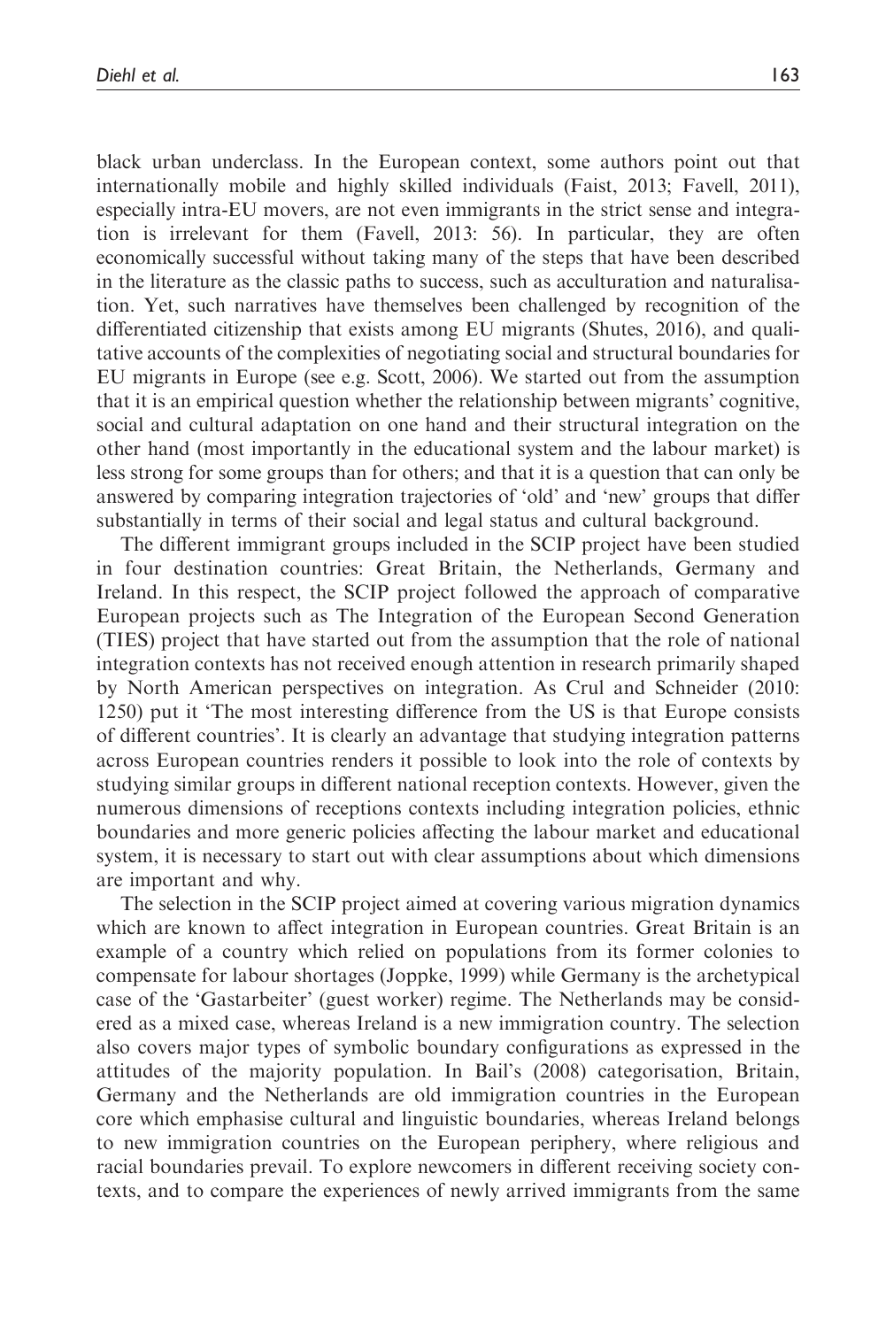black urban underclass. In the European context, some authors point out that internationally mobile and highly skilled individuals (Faist, 2013; Favell, 2011), especially intra-EU movers, are not even immigrants in the strict sense and integration is irrelevant for them (Favell, 2013: 56). In particular, they are often economically successful without taking many of the steps that have been described in the literature as the classic paths to success, such as acculturation and naturalisation. Yet, such narratives have themselves been challenged by recognition of the differentiated citizenship that exists among EU migrants (Shutes, 2016), and qualitative accounts of the complexities of negotiating social and structural boundaries for EU migrants in Europe (see e.g. Scott, 2006). We started out from the assumption that it is an empirical question whether the relationship between migrants' cognitive, social and cultural adaptation on one hand and their structural integration on the other hand (most importantly in the educational system and the labour market) is less strong for some groups than for others; and that it is a question that can only be answered by comparing integration trajectories of 'old' and 'new' groups that differ substantially in terms of their social and legal status and cultural background.

The different immigrant groups included in the SCIP project have been studied in four destination countries: Great Britain, the Netherlands, Germany and Ireland. In this respect, the SCIP project followed the approach of comparative European projects such as The Integration of the European Second Generation (TIES) project that have started out from the assumption that the role of national integration contexts has not received enough attention in research primarily shaped by North American perspectives on integration. As Crul and Schneider (2010: 1250) put it 'The most interesting difference from the US is that Europe consists of different countries'. It is clearly an advantage that studying integration patterns across European countries renders it possible to look into the role of contexts by studying similar groups in different national reception contexts. However, given the numerous dimensions of receptions contexts including integration policies, ethnic boundaries and more generic policies affecting the labour market and educational system, it is necessary to start out with clear assumptions about which dimensions are important and why.

The selection in the SCIP project aimed at covering various migration dynamics which are known to affect integration in European countries. Great Britain is an example of a country which relied on populations from its former colonies to compensate for labour shortages (Joppke, 1999) while Germany is the archetypical case of the 'Gastarbeiter' (guest worker) regime. The Netherlands may be considered as a mixed case, whereas Ireland is a new immigration country. The selection also covers major types of symbolic boundary configurations as expressed in the attitudes of the majority population. In Bail's (2008) categorisation, Britain, Germany and the Netherlands are old immigration countries in the European core which emphasise cultural and linguistic boundaries, whereas Ireland belongs to new immigration countries on the European periphery, where religious and racial boundaries prevail. To explore newcomers in different receiving society contexts, and to compare the experiences of newly arrived immigrants from the same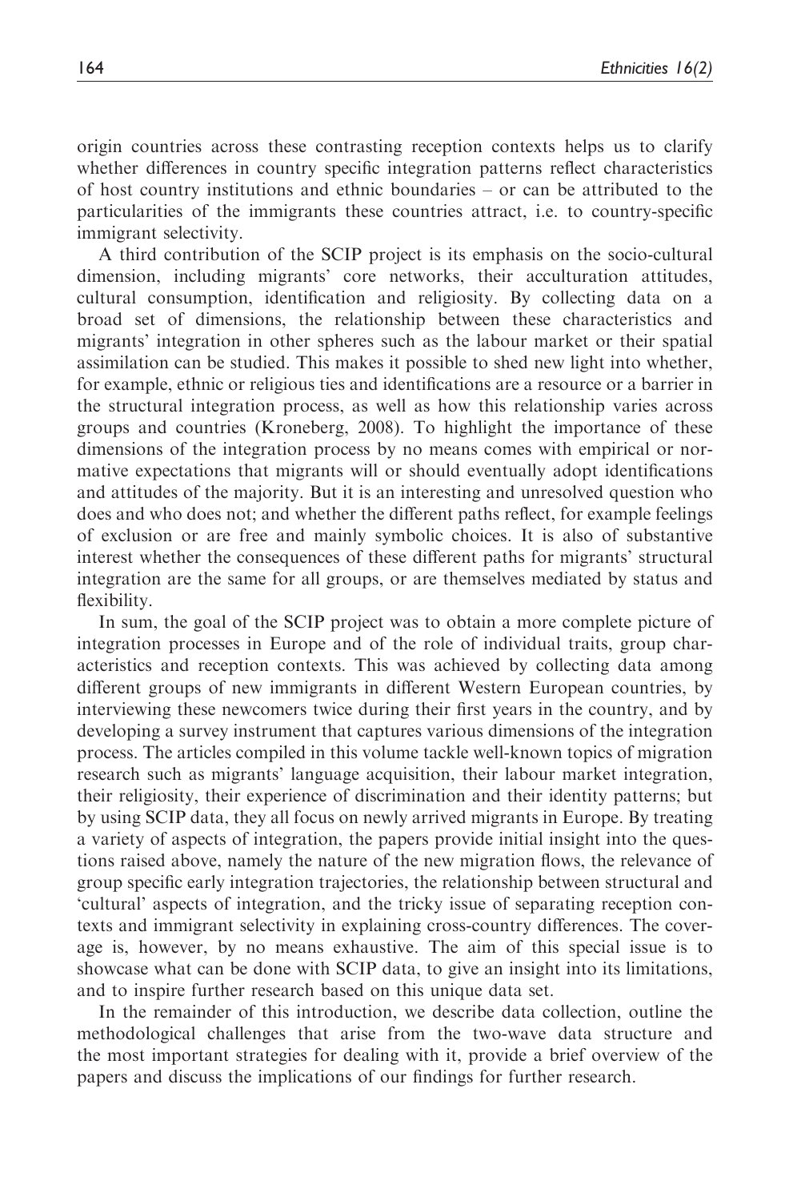origin countries across these contrasting reception contexts helps us to clarify whether differences in country specific integration patterns reflect characteristics of host country institutions and ethnic boundaries – or can be attributed to the particularities of the immigrants these countries attract, i.e. to country-specific immigrant selectivity.

A third contribution of the SCIP project is its emphasis on the socio-cultural dimension, including migrants' core networks, their acculturation attitudes, cultural consumption, identification and religiosity. By collecting data on a broad set of dimensions, the relationship between these characteristics and migrants' integration in other spheres such as the labour market or their spatial assimilation can be studied. This makes it possible to shed new light into whether, for example, ethnic or religious ties and identifications are a resource or a barrier in the structural integration process, as well as how this relationship varies across groups and countries (Kroneberg, 2008). To highlight the importance of these dimensions of the integration process by no means comes with empirical or normative expectations that migrants will or should eventually adopt identifications and attitudes of the majority. But it is an interesting and unresolved question who does and who does not; and whether the different paths reflect, for example feelings of exclusion or are free and mainly symbolic choices. It is also of substantive interest whether the consequences of these different paths for migrants' structural integration are the same for all groups, or are themselves mediated by status and flexibility.

In sum, the goal of the SCIP project was to obtain a more complete picture of integration processes in Europe and of the role of individual traits, group characteristics and reception contexts. This was achieved by collecting data among different groups of new immigrants in different Western European countries, by interviewing these newcomers twice during their first years in the country, and by developing a survey instrument that captures various dimensions of the integration process. The articles compiled in this volume tackle well-known topics of migration research such as migrants' language acquisition, their labour market integration, their religiosity, their experience of discrimination and their identity patterns; but by using SCIP data, they all focus on newly arrived migrants in Europe. By treating a variety of aspects of integration, the papers provide initial insight into the questions raised above, namely the nature of the new migration flows, the relevance of group specific early integration trajectories, the relationship between structural and 'cultural' aspects of integration, and the tricky issue of separating reception contexts and immigrant selectivity in explaining cross-country differences. The coverage is, however, by no means exhaustive. The aim of this special issue is to showcase what can be done with SCIP data, to give an insight into its limitations, and to inspire further research based on this unique data set.

In the remainder of this introduction, we describe data collection, outline the methodological challenges that arise from the two-wave data structure and the most important strategies for dealing with it, provide a brief overview of the papers and discuss the implications of our findings for further research.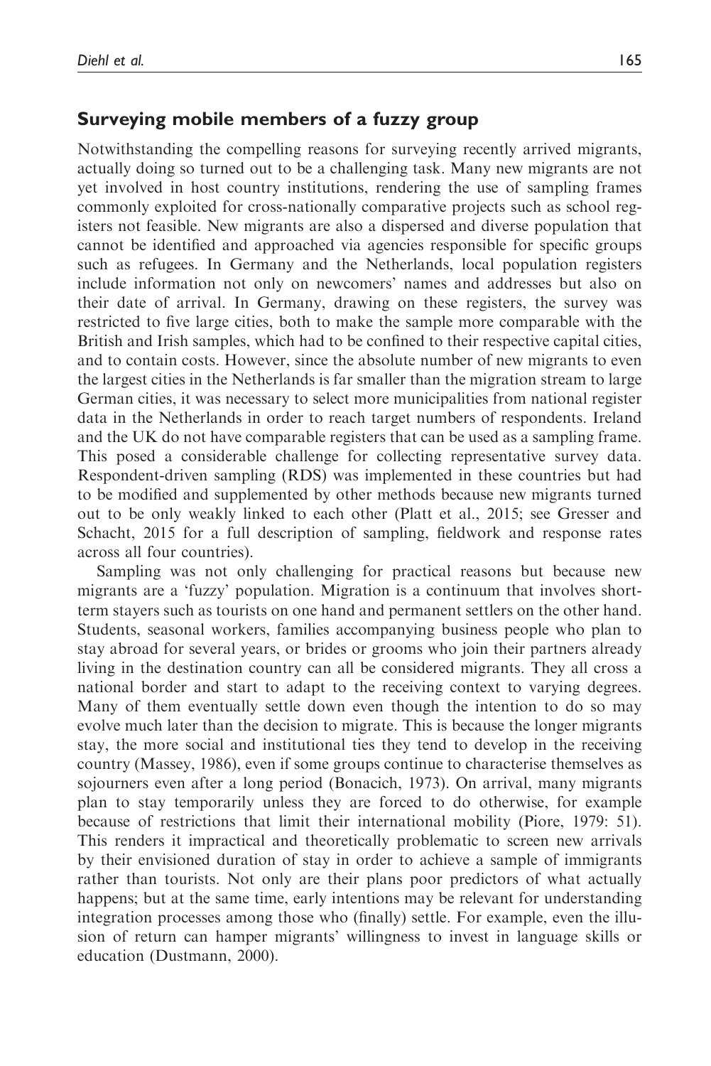## Surveying mobile members of a fuzzy group

Notwithstanding the compelling reasons for surveying recently arrived migrants, actually doing so turned out to be a challenging task. Many new migrants are not yet involved in host country institutions, rendering the use of sampling frames commonly exploited for cross-nationally comparative projects such as school registers not feasible. New migrants are also a dispersed and diverse population that cannot be identified and approached via agencies responsible for specific groups such as refugees. In Germany and the Netherlands, local population registers include information not only on newcomers' names and addresses but also on their date of arrival. In Germany, drawing on these registers, the survey was restricted to five large cities, both to make the sample more comparable with the British and Irish samples, which had to be confined to their respective capital cities, and to contain costs. However, since the absolute number of new migrants to even the largest cities in the Netherlands is far smaller than the migration stream to large German cities, it was necessary to select more municipalities from national register data in the Netherlands in order to reach target numbers of respondents. Ireland and the UK do not have comparable registers that can be used as a sampling frame. This posed a considerable challenge for collecting representative survey data. Respondent-driven sampling (RDS) was implemented in these countries but had to be modified and supplemented by other methods because new migrants turned out to be only weakly linked to each other (Platt et al., 2015; see Gresser and Schacht, 2015 for a full description of sampling, fieldwork and response rates across all four countries).

Sampling was not only challenging for practical reasons but because new migrants are a 'fuzzy' population. Migration is a continuum that involves short-term stayers such as tourists on one hand and permanent settlers on the other hand. Students, seasonal workers, families accompanying business people who plan to stay abroad for several years, or brides or grooms who join their partners already living in the destination country can all be considered migrants. They all cross a national border and start to adapt to the receiving context to varying degrees. Many of them eventually settle down even though the intention to do so may evolve much later than the decision to migrate. This is because the longer migrants stay, the more social and institutional ties they tend to develop in the receiving country (Massey, 1986), even if some groups continue to characterise themselves as sojourners even after a long period (Bonacich, 1973). On arrival, many migrants plan to stay temporarily unless they are forced to do otherwise, for example because of restrictions that limit their international mobility (Piore, 1979: 51). This renders it impractical and theoretically problematic to screen new arrivals by their envisioned duration of stay in order to achieve a sample of immigrants rather than tourists. Not only are their plans poor predictors of what actually happens; but at the same time, early intentions may be relevant for understanding integration processes among those who (finally) settle. For example, even the illusion of return can hamper migrants' willingness to invest in language skills or education (Dustmann, 2000).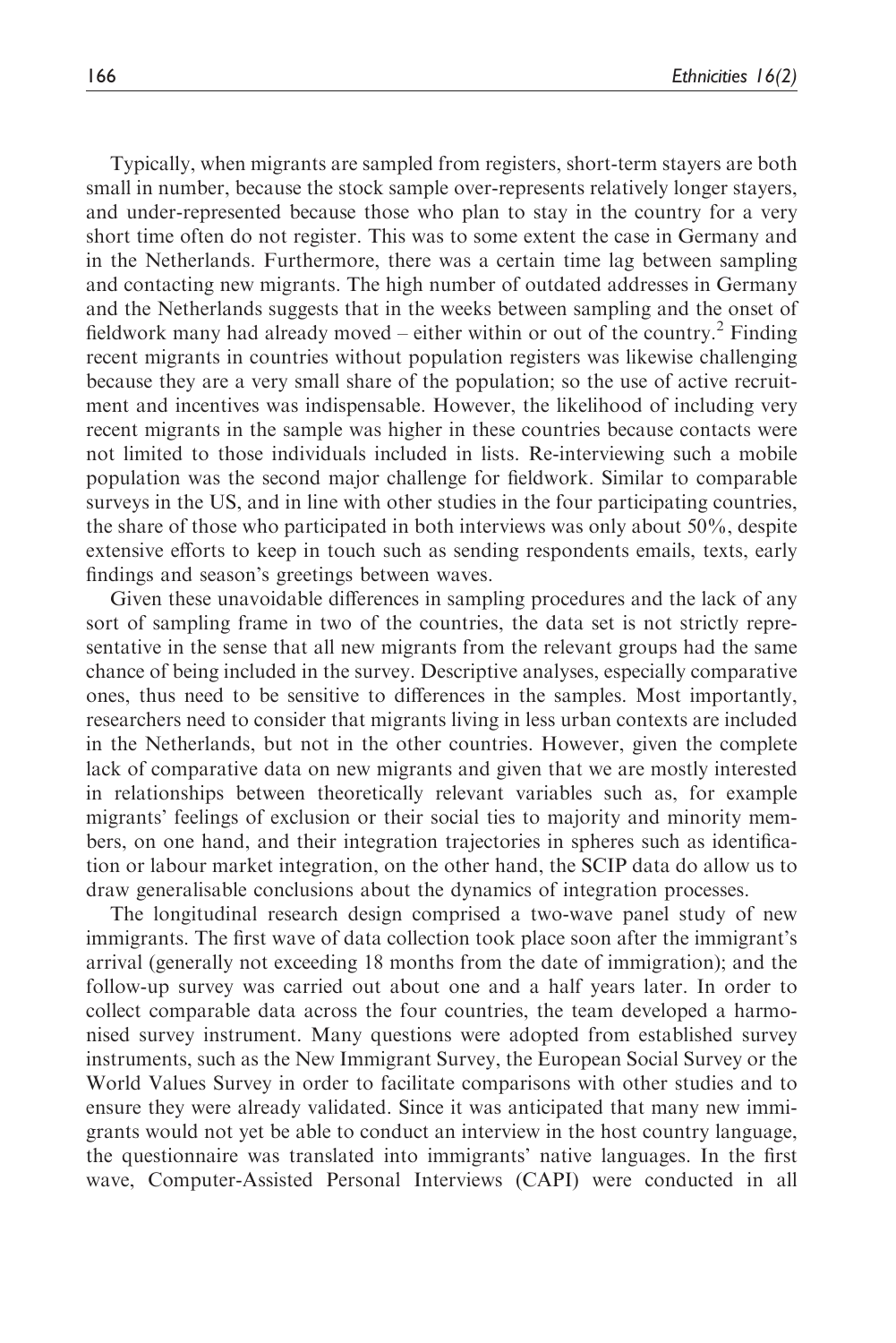Typically, when migrants are sampled from registers, short-term stayers are both small in number, because the stock sample over-represents relatively longer stayers, and under-represented because those who plan to stay in the country for a very short time often do not register. This was to some extent the case in Germany and in the Netherlands. Furthermore, there was a certain time lag between sampling and contacting new migrants. The high number of outdated addresses in Germany and the Netherlands suggests that in the weeks between sampling and the onset of fieldwork many had already moved – either within or out of the country.[2] Finding recent migrants in countries without population registers was likewise challenging because they are a very small share of the population; so the use of active recruitment and incentives was indispensable. However, the likelihood of including very recent migrants in the sample was higher in these countries because contacts were not limited to those individuals included in lists. Re-interviewing such a mobile population was the second major challenge for fieldwork. Similar to comparable surveys in the US, and in line with other studies in the four participating countries, the share of those who participated in both interviews was only about 50%, despite extensive efforts to keep in touch such as sending respondents emails, texts, early findings and season's greetings between waves.

Given these unavoidable differences in sampling procedures and the lack of any sort of sampling frame in two of the countries, the data set is not strictly representative in the sense that all new migrants from the relevant groups had the same chance of being included in the survey. Descriptive analyses, especially comparative ones, thus need to be sensitive to differences in the samples. Most importantly, researchers need to consider that migrants living in less urban contexts are included in the Netherlands, but not in the other countries. However, given the complete lack of comparative data on new migrants and given that we are mostly interested in relationships between theoretically relevant variables such as, for example migrants' feelings of exclusion or their social ties to majority and minority members, on one hand, and their integration trajectories in spheres such as identification or labour market integration, on the other hand, the SCIP data do allow us to draw generalisable conclusions about the dynamics of integration processes.

The longitudinal research design comprised a two-wave panel study of new immigrants. The first wave of data collection took place soon after the immigrant's arrival (generally not exceeding 18 months from the date of immigration); and the follow-up survey was carried out about one and a half years later. In order to collect comparable data across the four countries, the team developed a harmonised survey instrument. Many questions were adopted from established survey instruments, such as the New Immigrant Survey, the European Social Survey or the World Values Survey in order to facilitate comparisons with other studies and to ensure they were already validated. Since it was anticipated that many new immigrants would not yet be able to conduct an interview in the host country language, the questionnaire was translated into immigrants' native languages. In the first wave, Computer-Assisted Personal Interviews (CAPI) were conducted in all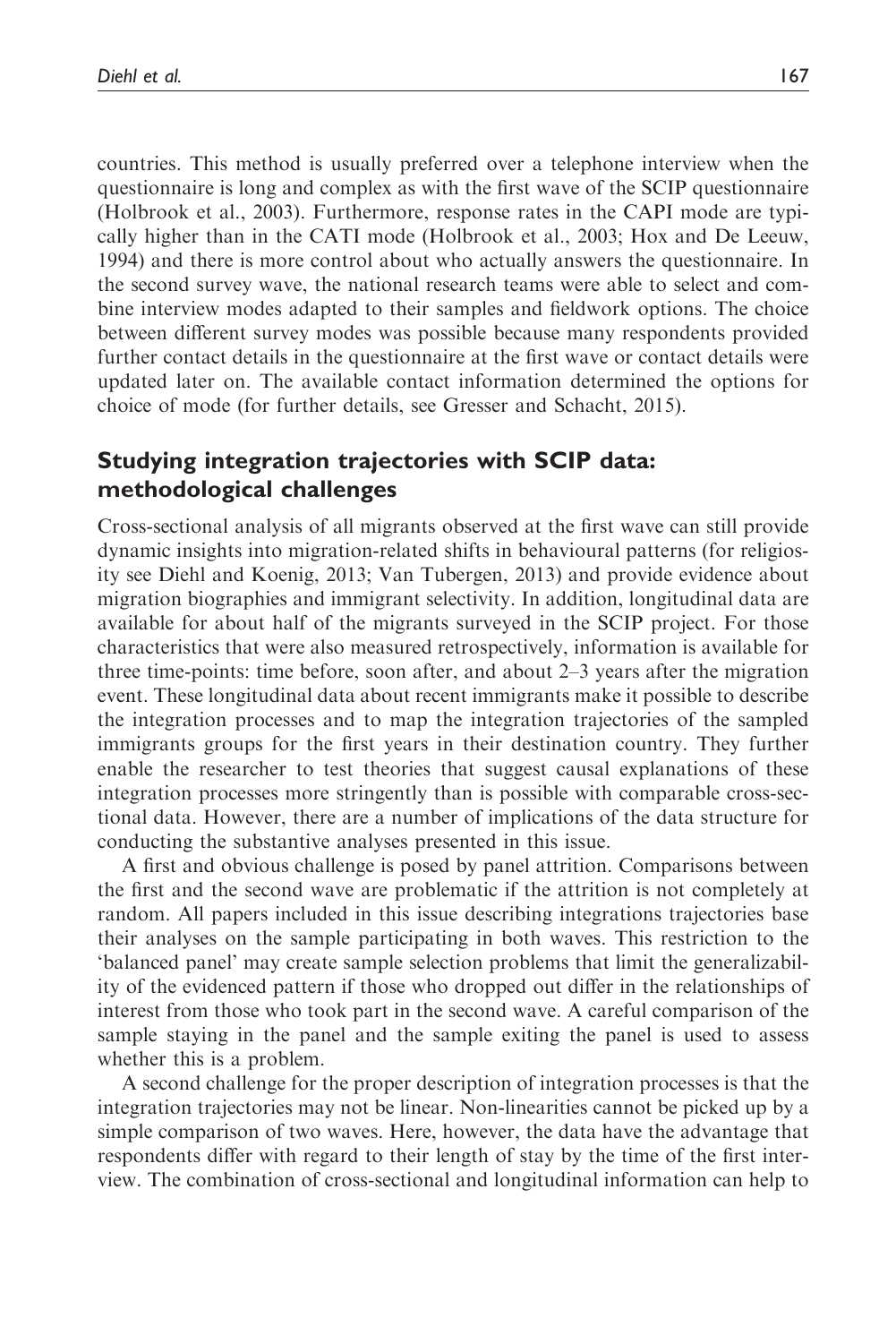countries. This method is usually preferred over a telephone interview when the questionnaire is long and complex as with the first wave of the SCIP questionnaire (Holbrook et al., 2003). Furthermore, response rates in the CAPI mode are typically higher than in the CATI mode (Holbrook et al., 2003; Hox and De Leeuw, 1994) and there is more control about who actually answers the questionnaire. In the second survey wave, the national research teams were able to select and combine interview modes adapted to their samples and fieldwork options. The choice between different survey modes was possible because many respondents provided further contact details in the questionnaire at the first wave or contact details were updated later on. The available contact information determined the options for choice of mode (for further details, see Gresser and Schacht, 2015).

## Studying integration trajectories with SCIP data: methodological challenges

Cross-sectional analysis of all migrants observed at the first wave can still provide dynamic insights into migration-related shifts in behavioural patterns (for religiosity see Diehl and Koenig, 2013; Van Tubergen, 2013) and provide evidence about migration biographies and immigrant selectivity. In addition, longitudinal data are available for about half of the migrants surveyed in the SCIP project. For those characteristics that were also measured retrospectively, information is available for three time-points: time before, soon after, and about 2–3 years after the migration event. These longitudinal data about recent immigrants make it possible to describe the integration processes and to map the integration trajectories of the sampled immigrants groups for the first years in their destination country. They further enable the researcher to test theories that suggest causal explanations of these integration processes more stringently than is possible with comparable cross-sectional data. However, there are a number of implications of the data structure for conducting the substantive analyses presented in this issue.

A first and obvious challenge is posed by panel attrition. Comparisons between the first and the second wave are problematic if the attrition is not completely at random. All papers included in this issue describing integrations trajectories base their analyses on the sample participating in both waves. This restriction to the 'balanced panel' may create sample selection problems that limit the generalizability of the evidenced pattern if those who dropped out differ in the relationships of interest from those who took part in the second wave. A careful comparison of the sample staying in the panel and the sample exiting the panel is used to assess whether this is a problem.

A second challenge for the proper description of integration processes is that the integration trajectories may not be linear. Non-linearities cannot be picked up by a simple comparison of two waves. Here, however, the data have the advantage that respondents differ with regard to their length of stay by the time of the first interview. The combination of cross-sectional and longitudinal information can help to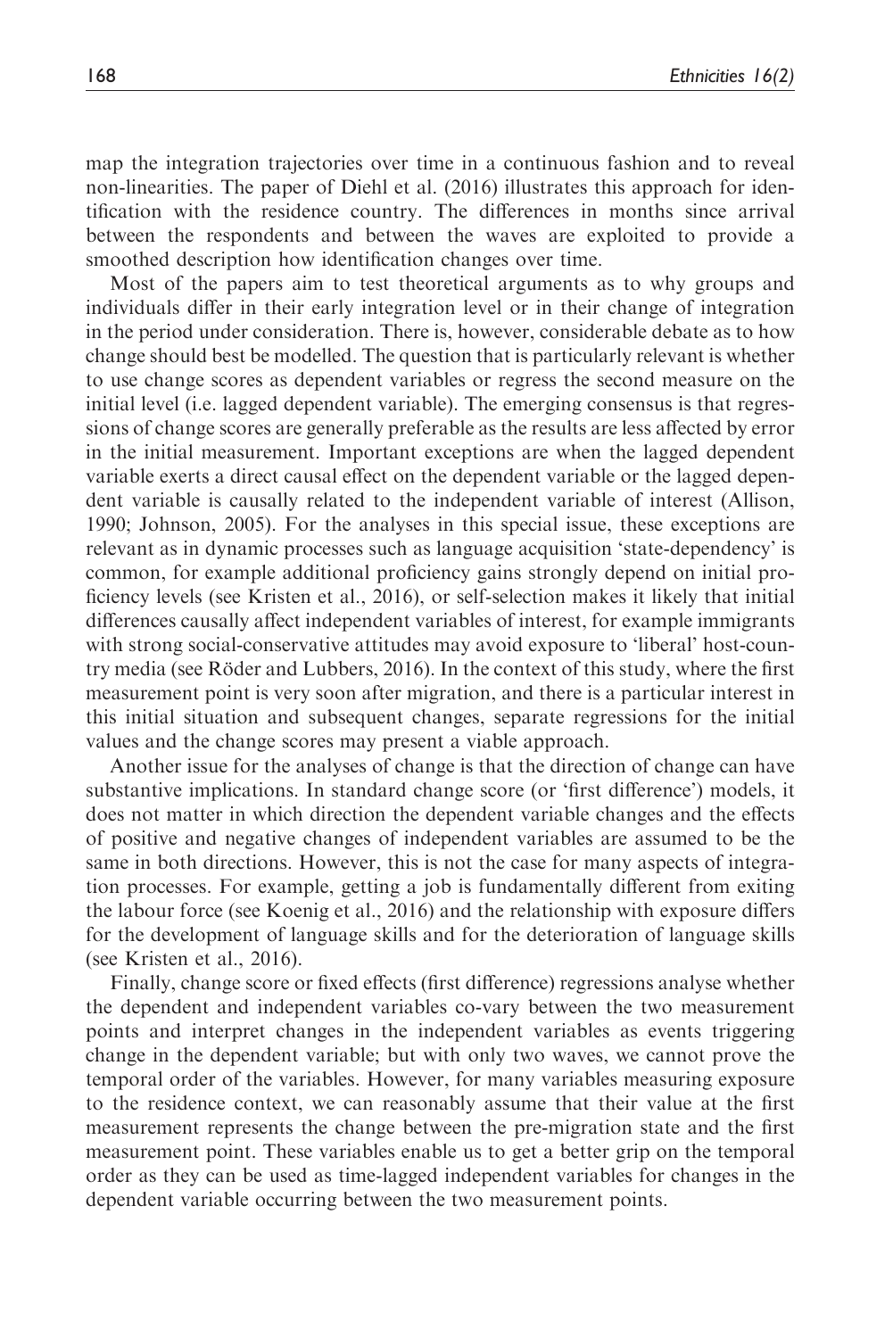map the integration trajectories over time in a continuous fashion and to reveal non-linearities. The paper of Diehl et al. (2016) illustrates this approach for identification with the residence country. The differences in months since arrival between the respondents and between the waves are exploited to provide a smoothed description how identification changes over time.

Most of the papers aim to test theoretical arguments as to why groups and individuals differ in their early integration level or in their change of integration in the period under consideration. There is, however, considerable debate as to how change should best be modelled. The question that is particularly relevant is whether to use change scores as dependent variables or regress the second measure on the initial level (i.e. lagged dependent variable). The emerging consensus is that regressions of change scores are generally preferable as the results are less affected by error in the initial measurement. Important exceptions are when the lagged dependent variable exerts a direct causal effect on the dependent variable or the lagged dependent variable is causally related to the independent variable of interest (Allison, 1990; Johnson, 2005). For the analyses in this special issue, these exceptions are relevant as in dynamic processes such as language acquisition 'state-dependency' is common, for example additional proficiency gains strongly depend on initial proficiency levels (see Kristen et al., 2016), or self-selection makes it likely that initial differences causally affect independent variables of interest, for example immigrants with strong social-conservative attitudes may avoid exposure to 'liberal' host-country media (see Röder and Lubbers, 2016). In the context of this study, where the first measurement point is very soon after migration, and there is a particular interest in this initial situation and subsequent changes, separate regressions for the initial values and the change scores may present a viable approach.

Another issue for the analyses of change is that the direction of change can have substantive implications. In standard change score (or 'first difference') models, it does not matter in which direction the dependent variable changes and the effects of positive and negative changes of independent variables are assumed to be the same in both directions. However, this is not the case for many aspects of integration processes. For example, getting a job is fundamentally different from exiting the labour force (see Koenig et al., 2016) and the relationship with exposure differs for the development of language skills and for the deterioration of language skills (see Kristen et al., 2016).

Finally, change score or fixed effects (first difference) regressions analyse whether the dependent and independent variables co-vary between the two measurement points and interpret changes in the independent variables as events triggering change in the dependent variable; but with only two waves, we cannot prove the temporal order of the variables. However, for many variables measuring exposure to the residence context, we can reasonably assume that their value at the first measurement represents the change between the pre-migration state and the first measurement point. These variables enable us to get a better grip on the temporal order as they can be used as time-lagged independent variables for changes in the dependent variable occurring between the two measurement points.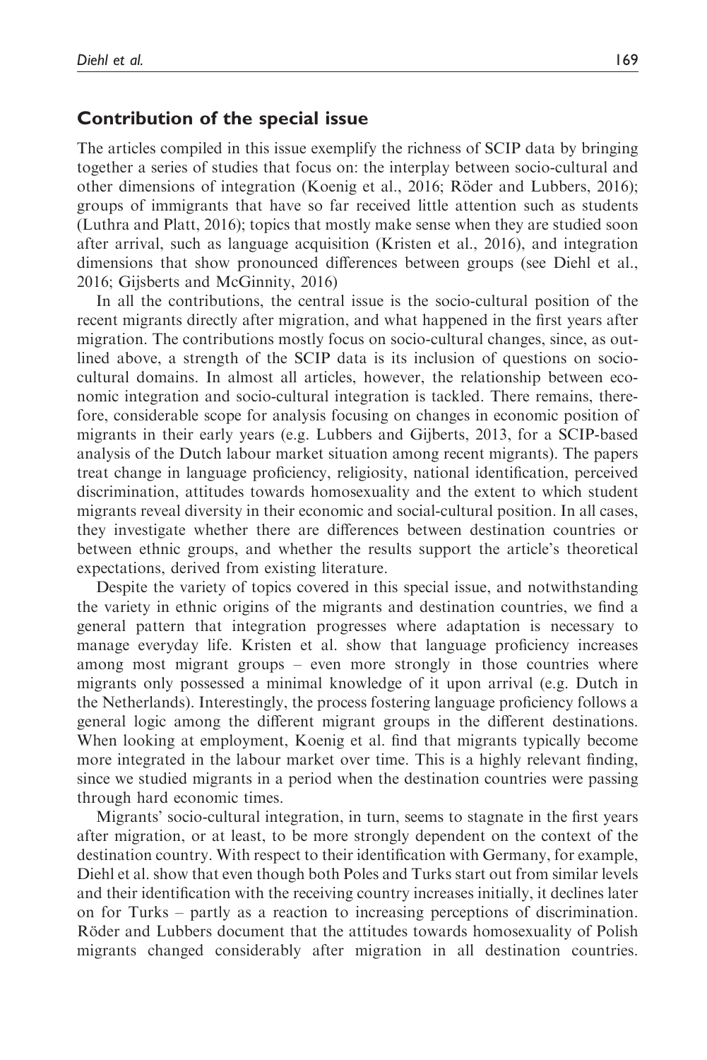## Contribution of the special issue

The articles compiled in this issue exemplify the richness of SCIP data by bringing together a series of studies that focus on: the interplay between socio-cultural and other dimensions of integration (Koenig et al., 2016; Röder and Lubbers, 2016); groups of immigrants that have so far received little attention such as students (Luthra and Platt, 2016); topics that mostly make sense when they are studied soon after arrival, such as language acquisition (Kristen et al., 2016), and integration dimensions that show pronounced differences between groups (see Diehl et al., 2016; Gijsberts and McGinnity, 2016)

In all the contributions, the central issue is the socio-cultural position of the recent migrants directly after migration, and what happened in the first years after migration. The contributions mostly focus on socio-cultural changes, since, as outlined above, a strength of the SCIP data is its inclusion of questions on socio-cultural domains. In almost all articles, however, the relationship between economic integration and socio-cultural integration is tackled. There remains, therefore, considerable scope for analysis focusing on changes in economic position of migrants in their early years (e.g. Lubbers and Gijberts, 2013, for a SCIP-based analysis of the Dutch labour market situation among recent migrants). The papers treat change in language proficiency, religiosity, national identification, perceived discrimination, attitudes towards homosexuality and the extent to which student migrants reveal diversity in their economic and social-cultural position. In all cases, they investigate whether there are differences between destination countries or between ethnic groups, and whether the results support the article's theoretical expectations, derived from existing literature.

Despite the variety of topics covered in this special issue, and notwithstanding the variety in ethnic origins of the migrants and destination countries, we find a general pattern that integration progresses where adaptation is necessary to manage everyday life. Kristen et al. show that language proficiency increases among most migrant groups – even more strongly in those countries where migrants only possessed a minimal knowledge of it upon arrival (e.g. Dutch in the Netherlands). Interestingly, the process fostering language proficiency follows a general logic among the different migrant groups in the different destinations. When looking at employment, Koenig et al. find that migrants typically become more integrated in the labour market over time. This is a highly relevant finding, since we studied migrants in a period when the destination countries were passing through hard economic times.

Migrants' socio-cultural integration, in turn, seems to stagnate in the first years after migration, or at least, to be more strongly dependent on the context of the destination country. With respect to their identification with Germany, for example, Diehl et al. show that even though both Poles and Turks start out from similar levels and their identification with the receiving country increases initially, it declines later on for Turks – partly as a reaction to increasing perceptions of discrimination. Röder and Lubbers document that the attitudes towards homosexuality of Polish migrants changed considerably after migration in all destination countries.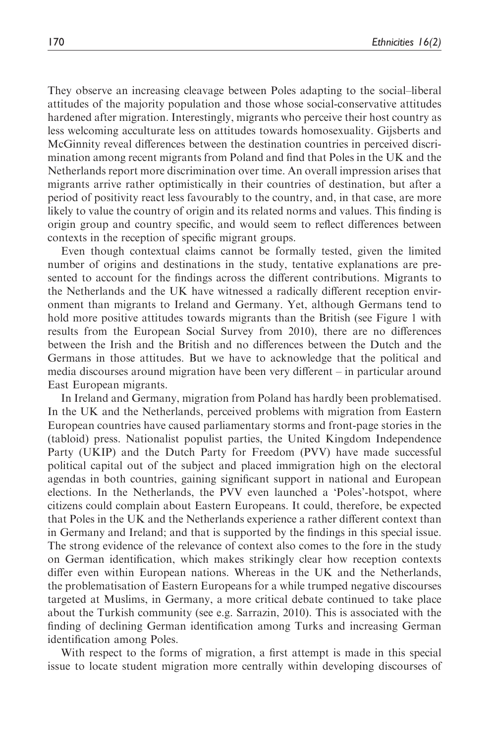They observe an increasing cleavage between Poles adapting to the social–liberal attitudes of the majority population and those whose social-conservative attitudes hardened after migration. Interestingly, migrants who perceive their host country as less welcoming acculturate less on attitudes towards homosexuality. Gijsberts and McGinnity reveal differences between the destination countries in perceived discrimination among recent migrants from Poland and find that Poles in the UK and the Netherlands report more discrimination over time. An overall impression arises that migrants arrive rather optimistically in their countries of destination, but after a period of positivity react less favourably to the country, and, in that case, are more likely to value the country of origin and its related norms and values. This finding is origin group and country specific, and would seem to reflect differences between contexts in the reception of specific migrant groups.

Even though contextual claims cannot be formally tested, given the limited number of origins and destinations in the study, tentative explanations are presented to account for the findings across the different contributions. Migrants to the Netherlands and the UK have witnessed a radically different reception environment than migrants to Ireland and Germany. Yet, although Germans tend to hold more positive attitudes towards migrants than the British (see Figure 1 with results from the European Social Survey from 2010), there are no differences between the Irish and the British and no differences between the Dutch and the Germans in those attitudes. But we have to acknowledge that the political and media discourses around migration have been very different – in particular around East European migrants.

In Ireland and Germany, migration from Poland has hardly been problematised. In the UK and the Netherlands, perceived problems with migration from Eastern European countries have caused parliamentary storms and front-page stories in the (tabloid) press. Nationalist populist parties, the United Kingdom Independence Party (UKIP) and the Dutch Party for Freedom (PVV) have made successful political capital out of the subject and placed immigration high on the electoral agendas in both countries, gaining significant support in national and European elections. In the Netherlands, the PVV even launched a 'Poles'-hotspot, where citizens could complain about Eastern Europeans. It could, therefore, be expected that Poles in the UK and the Netherlands experience a rather different context than in Germany and Ireland; and that is supported by the findings in this special issue. The strong evidence of the relevance of context also comes to the fore in the study on German identification, which makes strikingly clear how reception contexts differ even within European nations. Whereas in the UK and the Netherlands, the problematisation of Eastern Europeans for a while trumped negative discourses targeted at Muslims, in Germany, a more critical debate continued to take place about the Turkish community (see e.g. Sarrazin, 2010). This is associated with the finding of declining German identification among Turks and increasing German identification among Poles.

With respect to the forms of migration, a first attempt is made in this special issue to locate student migration more centrally within developing discourses of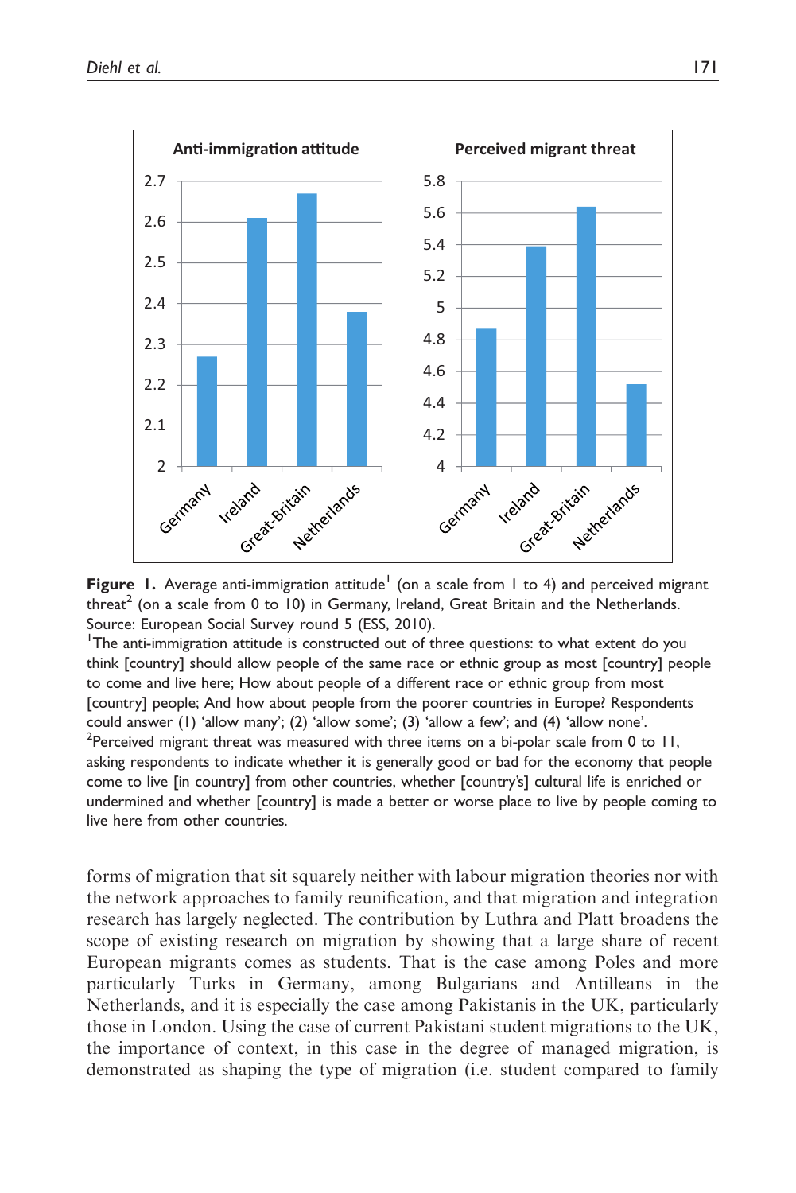**Figure 1.** Average anti-immigration attitude[1] (on a scale from 1 to 4) and perceived migrant threat[2] (on a scale from 0 to 10) in Germany, Ireland, Great Britain and the Netherlands.
Source: European Social Survey round 5 (ESS, 2010).

[1]The anti-immigration attitude is constructed out of three questions: to what extent do you think [country] should allow people of the same race or ethnic group as most [country] people to come and live here; How about people of a different race or ethnic group from most [country] people; And how about people from the poorer countries in Europe? Respondents could answer (1) 'allow many'; (2) 'allow some'; (3) 'allow a few'; and (4) 'allow none'.

[2]Perceived migrant threat was measured with three items on a bi-polar scale from 0 to 11, asking respondents to indicate whether it is generally good or bad for the economy that people come to live [in country] from other countries, whether [country's] cultural life is enriched or undermined and whether [country] is made a better or worse place to live by people coming to live here from other countries.

forms of migration that sit squarely neither with labour migration theories nor with the network approaches to family reunification, and that migration and integration research has largely neglected. The contribution by Luthra and Platt broadens the scope of existing research on migration by showing that a large share of recent European migrants comes as students. That is the case among Poles and more particularly Turks in Germany, among Bulgarians and Antilleans in the Netherlands, and it is especially the case among Pakistanis in the UK, particularly those in London. Using the case of current Pakistani student migrations to the UK, the importance of context, in this case in the degree of managed migration, is demonstrated as shaping the type of migration (i.e. student compared to family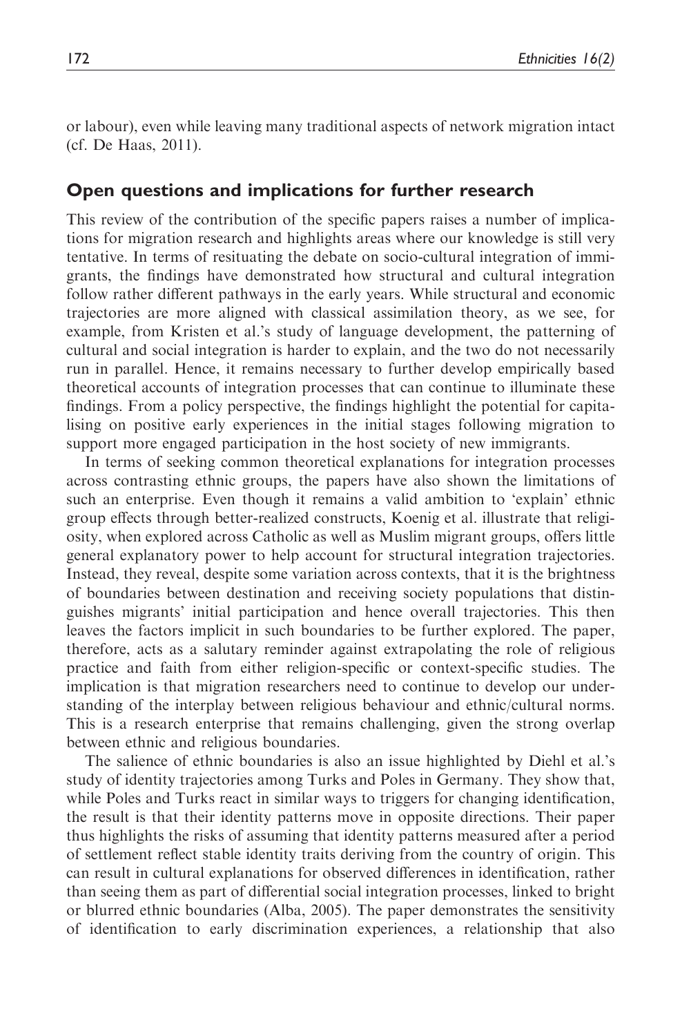or labour), even while leaving many traditional aspects of network migration intact (cf. De Haas, 2011).

## Open questions and implications for further research

This review of the contribution of the specific papers raises a number of implications for migration research and highlights areas where our knowledge is still very tentative. In terms of resituating the debate on socio-cultural integration of immigrants, the findings have demonstrated how structural and cultural integration follow rather different pathways in the early years. While structural and economic trajectories are more aligned with classical assimilation theory, as we see, for example, from Kristen et al.'s study of language development, the patterning of cultural and social integration is harder to explain, and the two do not necessarily run in parallel. Hence, it remains necessary to further develop empirically based theoretical accounts of integration processes that can continue to illuminate these findings. From a policy perspective, the findings highlight the potential for capitalising on positive early experiences in the initial stages following migration to support more engaged participation in the host society of new immigrants.

In terms of seeking common theoretical explanations for integration processes across contrasting ethnic groups, the papers have also shown the limitations of such an enterprise. Even though it remains a valid ambition to 'explain' ethnic group effects through better-realized constructs, Koenig et al. illustrate that religiosity, when explored across Catholic as well as Muslim migrant groups, offers little general explanatory power to help account for structural integration trajectories. Instead, they reveal, despite some variation across contexts, that it is the brightness of boundaries between destination and receiving society populations that distinguishes migrants' initial participation and hence overall trajectories. This then leaves the factors implicit in such boundaries to be further explored. The paper, therefore, acts as a salutary reminder against extrapolating the role of religious practice and faith from either religion-specific or context-specific studies. The implication is that migration researchers need to continue to develop our understanding of the interplay between religious behaviour and ethnic/cultural norms. This is a research enterprise that remains challenging, given the strong overlap between ethnic and religious boundaries.

The salience of ethnic boundaries is also an issue highlighted by Diehl et al.'s study of identity trajectories among Turks and Poles in Germany. They show that, while Poles and Turks react in similar ways to triggers for changing identification, the result is that their identity patterns move in opposite directions. Their paper thus highlights the risks of assuming that identity patterns measured after a period of settlement reflect stable identity traits deriving from the country of origin. This can result in cultural explanations for observed differences in identification, rather than seeing them as part of differential social integration processes, linked to bright or blurred ethnic boundaries (Alba, 2005). The paper demonstrates the sensitivity of identification to early discrimination experiences, a relationship that also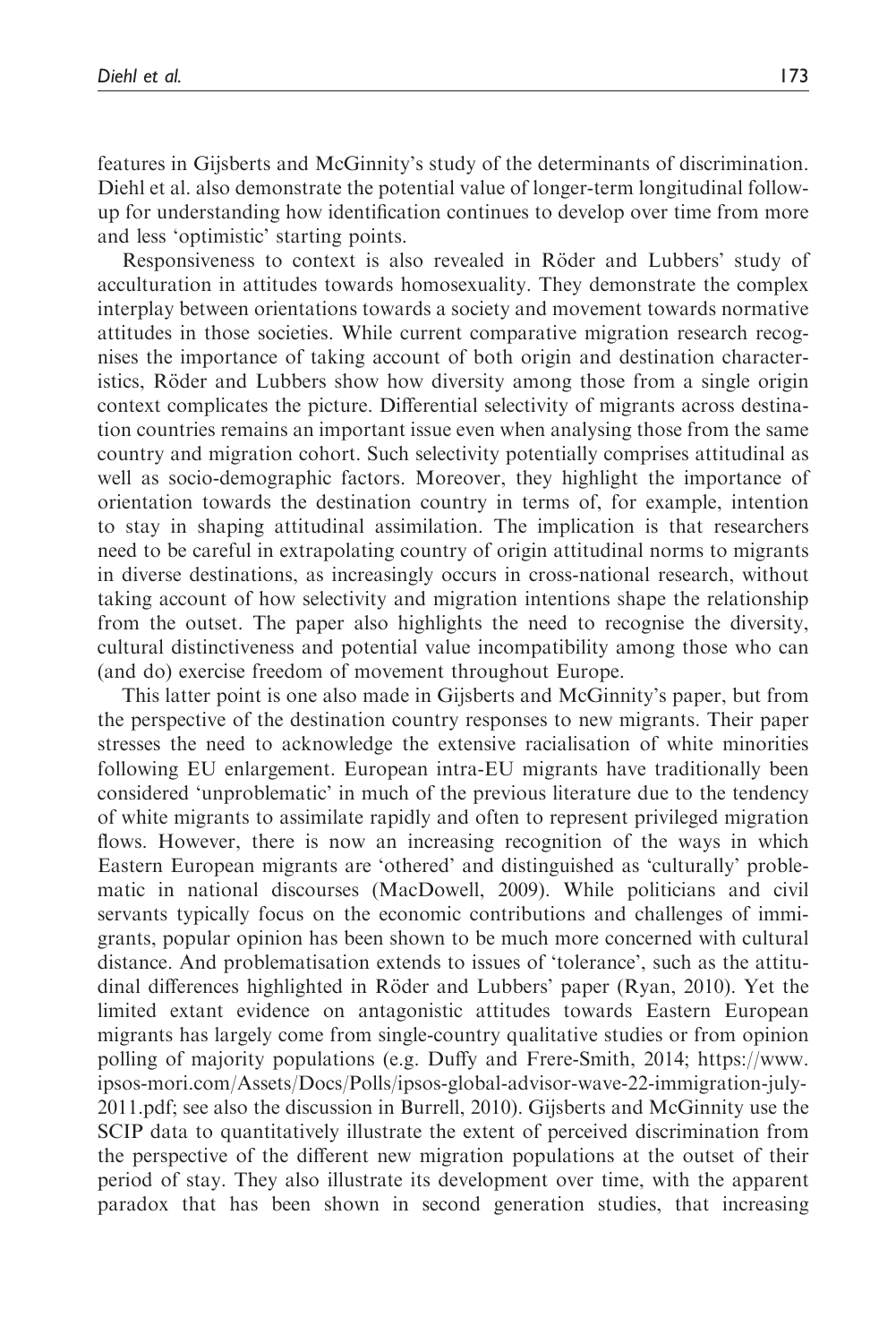features in Gijsberts and McGinnity's study of the determinants of discrimination. Diehl et al. also demonstrate the potential value of longer-term longitudinal follow-up for understanding how identification continues to develop over time from more and less 'optimistic' starting points.

Responsiveness to context is also revealed in Röder and Lubbers' study of acculturation in attitudes towards homosexuality. They demonstrate the complex interplay between orientations towards a society and movement towards normative attitudes in those societies. While current comparative migration research recognises the importance of taking account of both origin and destination characteristics, Röder and Lubbers show how diversity among those from a single origin context complicates the picture. Differential selectivity of migrants across destination countries remains an important issue even when analysing those from the same country and migration cohort. Such selectivity potentially comprises attitudinal as well as socio-demographic factors. Moreover, they highlight the importance of orientation towards the destination country in terms of, for example, intention to stay in shaping attitudinal assimilation. The implication is that researchers need to be careful in extrapolating country of origin attitudinal norms to migrants in diverse destinations, as increasingly occurs in cross-national research, without taking account of how selectivity and migration intentions shape the relationship from the outset. The paper also highlights the need to recognise the diversity, cultural distinctiveness and potential value incompatibility among those who can (and do) exercise freedom of movement throughout Europe.

This latter point is one also made in Gijsberts and McGinnity's paper, but from the perspective of the destination country responses to new migrants. Their paper stresses the need to acknowledge the extensive racialisation of white minorities following EU enlargement. European intra-EU migrants have traditionally been considered 'unproblematic' in much of the previous literature due to the tendency of white migrants to assimilate rapidly and often to represent privileged migration flows. However, there is now an increasing recognition of the ways in which Eastern European migrants are 'othered' and distinguished as 'culturally' problematic in national discourses (MacDowell, 2009). While politicians and civil servants typically focus on the economic contributions and challenges of immigrants, popular opinion has been shown to be much more concerned with cultural distance. And problematisation extends to issues of 'tolerance', such as the attitudinal differences highlighted in Röder and Lubbers' paper (Ryan, 2010). Yet the limited extant evidence on antagonistic attitudes towards Eastern European migrants has largely come from single-country qualitative studies or from opinion polling of majority populations (e.g. Duffy and Frere-Smith, 2014; https://www.ipsos-mori.com/Assets/Docs/Polls/ipsos-global-advisor-wave-22-immigration-july-2011.pdf; see also the discussion in Burrell, 2010). Gijsberts and McGinnity use the SCIP data to quantitatively illustrate the extent of perceived discrimination from the perspective of the different new migration populations at the outset of their period of stay. They also illustrate its development over time, with the apparent paradox that has been shown in second generation studies, that increasing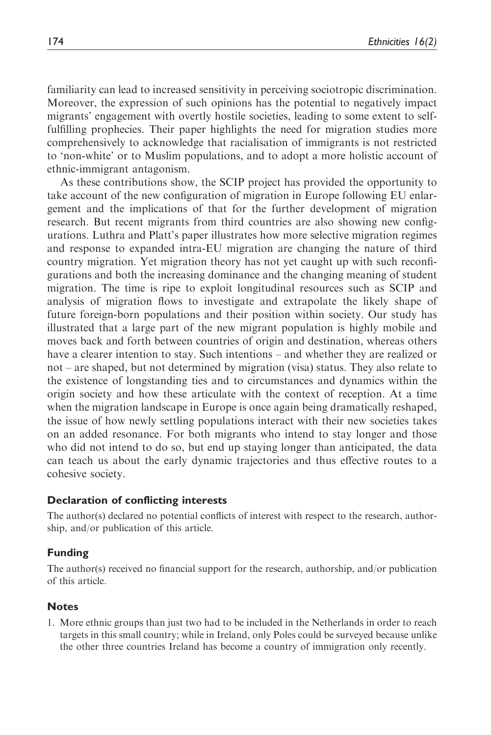familiarity can lead to increased sensitivity in perceiving sociotropic discrimination. Moreover, the expression of such opinions has the potential to negatively impact migrants' engagement with overtly hostile societies, leading to some extent to self-fulfilling prophecies. Their paper highlights the need for migration studies more comprehensively to acknowledge that racialisation of immigrants is not restricted to 'non-white' or to Muslim populations, and to adopt a more holistic account of ethnic-immigrant antagonism.

As these contributions show, the SCIP project has provided the opportunity to take account of the new configuration of migration in Europe following EU enlargement and the implications of that for the further development of migration research. But recent migrants from third countries are also showing new configurations. Luthra and Platt's paper illustrates how more selective migration regimes and response to expanded intra-EU migration are changing the nature of third country migration. Yet migration theory has not yet caught up with such reconfigurations and both the increasing dominance and the changing meaning of student migration. The time is ripe to exploit longitudinal resources such as SCIP and analysis of migration flows to investigate and extrapolate the likely shape of future foreign-born populations and their position within society. Our study has illustrated that a large part of the new migrant population is highly mobile and moves back and forth between countries of origin and destination, whereas others have a clearer intention to stay. Such intentions – and whether they are realized or not – are shaped, but not determined by migration (visa) status. They also relate to the existence of longstanding ties and to circumstances and dynamics within the origin society and how these articulate with the context of reception. At a time when the migration landscape in Europe is once again being dramatically reshaped, the issue of how newly settling populations interact with their new societies takes on an added resonance. For both migrants who intend to stay longer and those who did not intend to do so, but end up staying longer than anticipated, the data can teach us about the early dynamic trajectories and thus effective routes to a cohesive society.

## Declaration of conflicting interests

The author(s) declared no potential conflicts of interest with respect to the research, authorship, and/or publication of this article.

## Funding

The author(s) received no financial support for the research, authorship, and/or publication of this article.

## Notes

1. More ethnic groups than just two had to be included in the Netherlands in order to reach targets in this small country; while in Ireland, only Poles could be surveyed because unlike the other three countries Ireland has become a country of immigration only recently.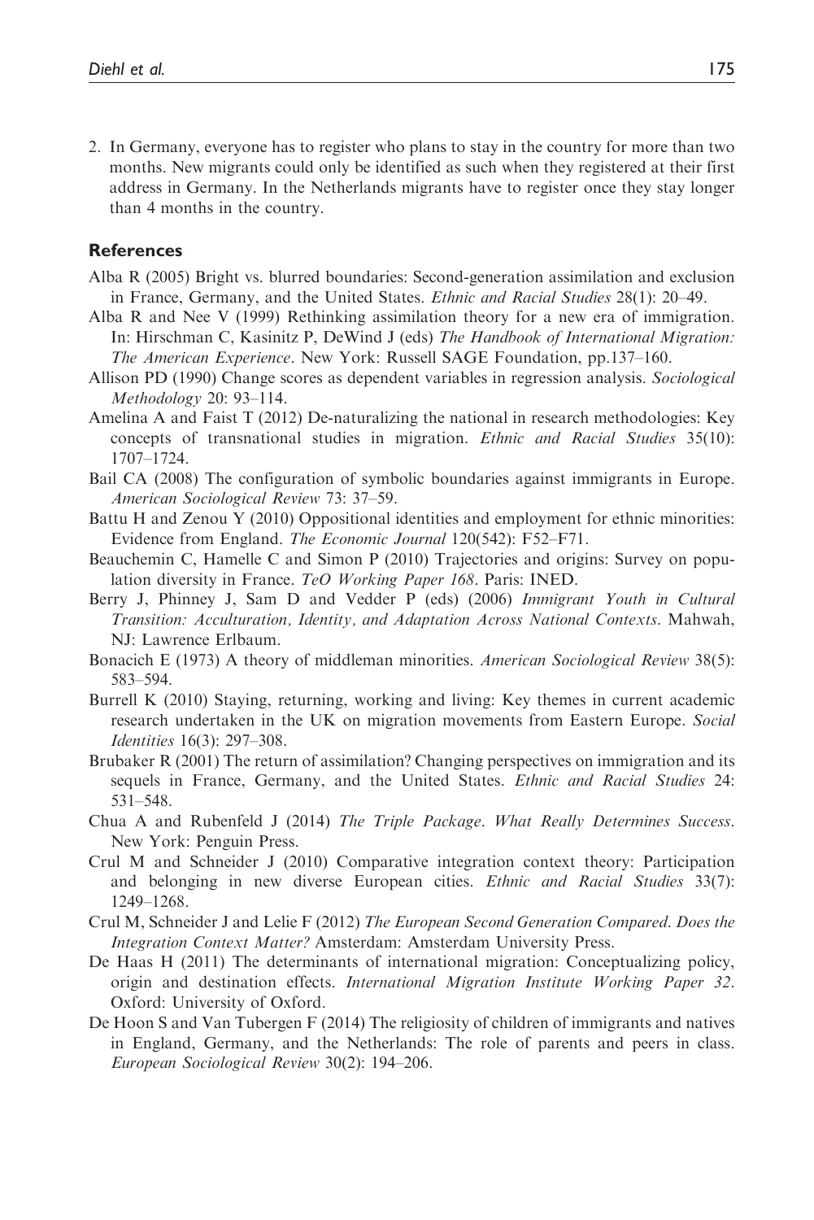2. In Germany, everyone has to register who plans to stay in the country for more than two months. New migrants could only be identified as such when they registered at their first address in Germany. In the Netherlands migrants have to register once they stay longer than 4 months in the country.

## References

Alba R (2005) Bright vs. blurred boundaries: Second-generation assimilation and exclusion in France, Germany, and the United States. *Ethnic and Racial Studies* 28(1): 20–49.

Alba R and Nee V (1999) Rethinking assimilation theory for a new era of immigration. In: Hirschman C, Kasinitz P, DeWind J (eds) *The Handbook of International Migration: The American Experience*. New York: Russell SAGE Foundation, pp.137–160.

Allison PD (1990) Change scores as dependent variables in regression analysis. *Sociological Methodology* 20: 93–114.

Amelina A and Faist T (2012) De-naturalizing the national in research methodologies: Key concepts of transnational studies in migration. *Ethnic and Racial Studies* 35(10): 1707–1724.

Bail CA (2008) The configuration of symbolic boundaries against immigrants in Europe. *American Sociological Review* 73: 37–59.

Battu H and Zenou Y (2010) Oppositional identities and employment for ethnic minorities: Evidence from England. *The Economic Journal* 120(542): F52–F71.

Beauchemin C, Hamelle C and Simon P (2010) Trajectories and origins: Survey on population diversity in France. *TeO Working Paper 168*. Paris: INED.

Berry J, Phinney J, Sam D and Vedder P (eds) (2006) *Immigrant Youth in Cultural Transition: Acculturation, Identity, and Adaptation Across National Contexts*. Mahwah, NJ: Lawrence Erlbaum.

Bonacich E (1973) A theory of middleman minorities. *American Sociological Review* 38(5): 583–594.

Burrell K (2010) Staying, returning, working and living: Key themes in current academic research undertaken in the UK on migration movements from Eastern Europe. *Social Identities* 16(3): 297–308.

Brubaker R (2001) The return of assimilation? Changing perspectives on immigration and its sequels in France, Germany, and the United States. *Ethnic and Racial Studies* 24: 531–548.

Chua A and Rubenfeld J (2014) *The Triple Package. What Really Determines Success*. New York: Penguin Press.

Crul M and Schneider J (2010) Comparative integration context theory: Participation and belonging in new diverse European cities. *Ethnic and Racial Studies* 33(7): 1249–1268.

Crul M, Schneider J and Lelie F (2012) *The European Second Generation Compared. Does the Integration Context Matter?* Amsterdam: Amsterdam University Press.

De Haas H (2011) The determinants of international migration: Conceptualizing policy, origin and destination effects. *International Migration Institute Working Paper 32*. Oxford: University of Oxford.

De Hoon S and Van Tubergen F (2014) The religiosity of children of immigrants and natives in England, Germany, and the Netherlands: The role of parents and peers in class. *European Sociological Review* 30(2): 194–206.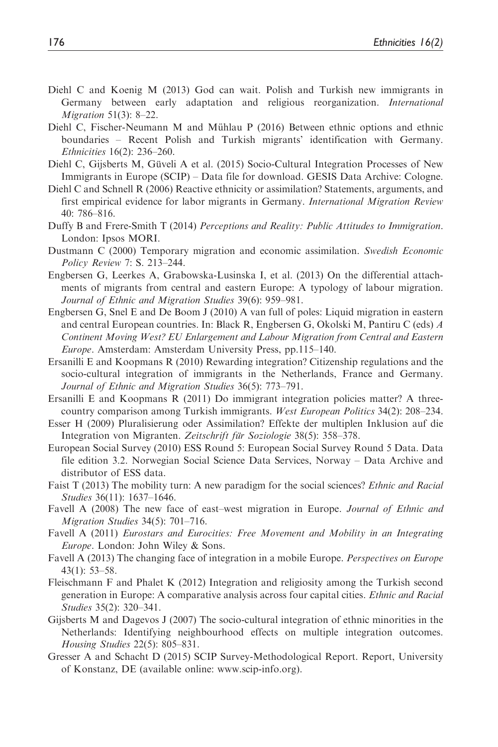Diehl C and Koenig M (2013) God can wait. Polish and Turkish new immigrants in Germany between early adaptation and religious reorganization. *International Migration* 51(3): 8–22.

Diehl C, Fischer-Neumann M and Mühlau P (2016) Between ethnic options and ethnic boundaries – Recent Polish and Turkish migrants' identification with Germany. *Ethnicities* 16(2): 236–260.

Diehl C, Gijsberts M, Güveli A et al. (2015) Socio-Cultural Integration Processes of New Immigrants in Europe (SCIP) – Data file for download. GESIS Data Archive: Cologne.

Diehl C and Schnell R (2006) Reactive ethnicity or assimilation? Statements, arguments, and first empirical evidence for labor migrants in Germany. *International Migration Review* 40: 786–816.

Duffy B and Frere-Smith T (2014) *Perceptions and Reality: Public Attitudes to Immigration*. London: Ipsos MORI.

Dustmann C (2000) Temporary migration and economic assimilation. *Swedish Economic Policy Review* 7: S. 213–244.

Engbersen G, Leerkes A, Grabowska-Lusinska I, et al. (2013) On the differential attachments of migrants from central and eastern Europe: A typology of labour migration. *Journal of Ethnic and Migration Studies* 39(6): 959–981.

Engbersen G, Snel E and De Boom J (2010) A van full of poles: Liquid migration in eastern and central European countries. In: Black R, Engbersen G, Okolski M, Pantiru C (eds) *A Continent Moving West? EU Enlargement and Labour Migration from Central and Eastern Europe*. Amsterdam: Amsterdam University Press, pp.115–140.

Ersanilli E and Koopmans R (2010) Rewarding integration? Citizenship regulations and the socio-cultural integration of immigrants in the Netherlands, France and Germany. *Journal of Ethnic and Migration Studies* 36(5): 773–791.

Ersanilli E and Koopmans R (2011) Do immigrant integration policies matter? A three-country comparison among Turkish immigrants. *West European Politics* 34(2): 208–234.

Esser H (2009) Pluralisierung oder Assimilation? Effekte der multiplen Inklusion auf die Integration von Migranten. *Zeitschrift für Soziologie* 38(5): 358–378.

European Social Survey (2010) ESS Round 5: European Social Survey Round 5 Data. Data file edition 3.2. Norwegian Social Science Data Services, Norway – Data Archive and distributor of ESS data.

Faist T (2013) The mobility turn: A new paradigm for the social sciences? *Ethnic and Racial Studies* 36(11): 1637–1646.

Favell A (2008) The new face of east–west migration in Europe. *Journal of Ethnic and Migration Studies* 34(5): 701–716.

Favell A (2011) *Eurostars and Eurocities: Free Movement and Mobility in an Integrating Europe*. London: John Wiley & Sons.

Favell A (2013) The changing face of integration in a mobile Europe. *Perspectives on Europe* 43(1): 53–58.

Fleischmann F and Phalet K (2012) Integration and religiosity among the Turkish second generation in Europe: A comparative analysis across four capital cities. *Ethnic and Racial Studies* 35(2): 320–341.

Gijsberts M and Dagevos J (2007) The socio-cultural integration of ethnic minorities in the Netherlands: Identifying neighbourhood effects on multiple integration outcomes. *Housing Studies* 22(5): 805–831.

Gresser A and Schacht D (2015) SCIP Survey-Methodological Report. Report, University of Konstanz, DE (available online: www.scip-info.org).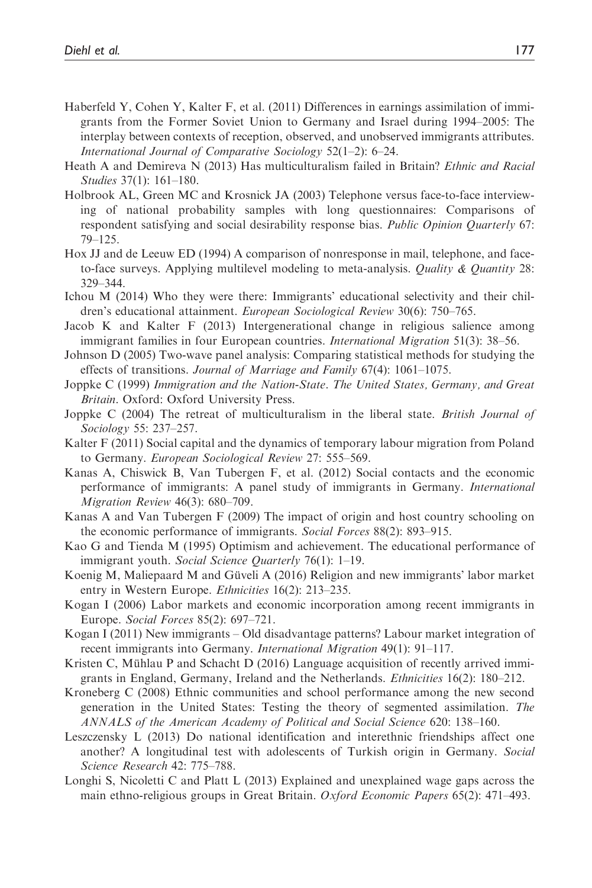Haberfeld Y, Cohen Y, Kalter F, et al. (2011) Differences in earnings assimilation of immigrants from the Former Soviet Union to Germany and Israel during 1994–2005: The interplay between contexts of reception, observed, and unobserved immigrants attributes. *International Journal of Comparative Sociology* 52(1–2): 6–24.

Heath A and Demireva N (2013) Has multiculturalism failed in Britain? *Ethnic and Racial Studies* 37(1): 161–180.

Holbrook AL, Green MC and Krosnick JA (2003) Telephone versus face-to-face interviewing of national probability samples with long questionnaires: Comparisons of respondent satisfying and social desirability response bias. *Public Opinion Quarterly* 67: 79–125.

Hox JJ and de Leeuw ED (1994) A comparison of nonresponse in mail, telephone, and face-to-face surveys. Applying multilevel modeling to meta-analysis. *Quality & Quantity* 28: 329–344.

Ichou M (2014) Who they were there: Immigrants' educational selectivity and their children's educational attainment. *European Sociological Review* 30(6): 750–765.

Jacob K and Kalter F (2013) Intergenerational change in religious salience among immigrant families in four European countries. *International Migration* 51(3): 38–56.

Johnson D (2005) Two-wave panel analysis: Comparing statistical methods for studying the effects of transitions. *Journal of Marriage and Family* 67(4): 1061–1075.

Joppke C (1999) *Immigration and the Nation-State. The United States, Germany, and Great Britain*. Oxford: Oxford University Press.

Joppke C (2004) The retreat of multiculturalism in the liberal state. *British Journal of Sociology* 55: 237–257.

Kalter F (2011) Social capital and the dynamics of temporary labour migration from Poland to Germany. *European Sociological Review* 27: 555–569.

Kanas A, Chiswick B, Van Tubergen F, et al. (2012) Social contacts and the economic performance of immigrants: A panel study of immigrants in Germany. *International Migration Review* 46(3): 680–709.

Kanas A and Van Tubergen F (2009) The impact of origin and host country schooling on the economic performance of immigrants. *Social Forces* 88(2): 893–915.

Kao G and Tienda M (1995) Optimism and achievement. The educational performance of immigrant youth. *Social Science Quarterly* 76(1): 1–19.

Koenig M, Maliepaard M and Güveli A (2016) Religion and new immigrants' labor market entry in Western Europe. *Ethnicities* 16(2): 213–235.

Kogan I (2006) Labor markets and economic incorporation among recent immigrants in Europe. *Social Forces* 85(2): 697–721.

Kogan I (2011) New immigrants – Old disadvantage patterns? Labour market integration of recent immigrants into Germany. *International Migration* 49(1): 91–117.

Kristen C, Mühlau P and Schacht D (2016) Language acquisition of recently arrived immigrants in England, Germany, Ireland and the Netherlands. *Ethnicities* 16(2): 180–212.

Kroneberg C (2008) Ethnic communities and school performance among the new second generation in the United States: Testing the theory of segmented assimilation. *The ANNALS of the American Academy of Political and Social Science* 620: 138–160.

Leszczensky L (2013) Do national identification and interethnic friendships affect one another? A longitudinal test with adolescents of Turkish origin in Germany. *Social Science Research* 42: 775–788.

Longhi S, Nicoletti C and Platt L (2013) Explained and unexplained wage gaps across the main ethno-religious groups in Great Britain. *Oxford Economic Papers* 65(2): 471–493.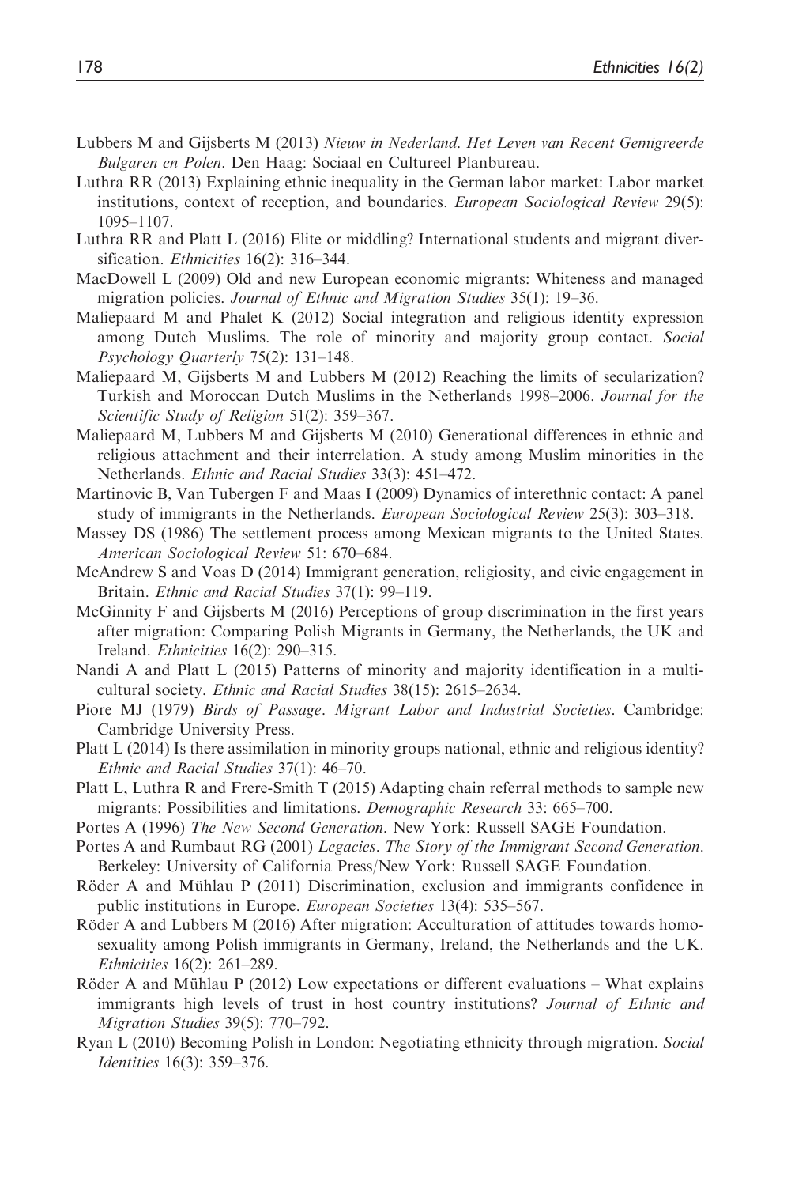Lubbers M and Gijsberts M (2013) *Nieuw in Nederland. Het Leven van Recent Gemigreerde Bulgaren en Polen*. Den Haag: Sociaal en Cultureel Planbureau.

Luthra RR (2013) Explaining ethnic inequality in the German labor market: Labor market institutions, context of reception, and boundaries. *European Sociological Review* 29(5): 1095–1107.

Luthra RR and Platt L (2016) Elite or middling? International students and migrant diversification. *Ethnicities* 16(2): 316–344.

MacDowell L (2009) Old and new European economic migrants: Whiteness and managed migration policies. *Journal of Ethnic and Migration Studies* 35(1): 19–36.

Maliepaard M and Phalet K (2012) Social integration and religious identity expression among Dutch Muslims. The role of minority and majority group contact. *Social Psychology Quarterly* 75(2): 131–148.

Maliepaard M, Gijsberts M and Lubbers M (2012) Reaching the limits of secularization? Turkish and Moroccan Dutch Muslims in the Netherlands 1998–2006. *Journal for the Scientific Study of Religion* 51(2): 359–367.

Maliepaard M, Lubbers M and Gijsberts M (2010) Generational differences in ethnic and religious attachment and their interrelation. A study among Muslim minorities in the Netherlands. *Ethnic and Racial Studies* 33(3): 451–472.

Martinovic B, Van Tubergen F and Maas I (2009) Dynamics of interethnic contact: A panel study of immigrants in the Netherlands. *European Sociological Review* 25(3): 303–318.

Massey DS (1986) The settlement process among Mexican migrants to the United States. *American Sociological Review* 51: 670–684.

McAndrew S and Voas D (2014) Immigrant generation, religiosity, and civic engagement in Britain. *Ethnic and Racial Studies* 37(1): 99–119.

McGinnity F and Gijsberts M (2016) Perceptions of group discrimination in the first years after migration: Comparing Polish Migrants in Germany, the Netherlands, the UK and Ireland. *Ethnicities* 16(2): 290–315.

Nandi A and Platt L (2015) Patterns of minority and majority identification in a multicultural society. *Ethnic and Racial Studies* 38(15): 2615–2634.

Piore MJ (1979) *Birds of Passage. Migrant Labor and Industrial Societies*. Cambridge: Cambridge University Press.

Platt L (2014) Is there assimilation in minority groups national, ethnic and religious identity? *Ethnic and Racial Studies* 37(1): 46–70.

Platt L, Luthra R and Frere-Smith T (2015) Adapting chain referral methods to sample new migrants: Possibilities and limitations. *Demographic Research* 33: 665–700.

Portes A (1996) *The New Second Generation*. New York: Russell SAGE Foundation.

Portes A and Rumbaut RG (2001) *Legacies. The Story of the Immigrant Second Generation*. Berkeley: University of California Press/New York: Russell SAGE Foundation.

Röder A and Mühlau P (2011) Discrimination, exclusion and immigrants confidence in public institutions in Europe. *European Societies* 13(4): 535–567.

Röder A and Lubbers M (2016) After migration: Acculturation of attitudes towards homosexuality among Polish immigrants in Germany, Ireland, the Netherlands and the UK. *Ethnicities* 16(2): 261–289.

Röder A and Mühlau P (2012) Low expectations or different evaluations – What explains immigrants high levels of trust in host country institutions? *Journal of Ethnic and Migration Studies* 39(5): 770–792.

Ryan L (2010) Becoming Polish in London: Negotiating ethnicity through migration. *Social Identities* 16(3): 359–376.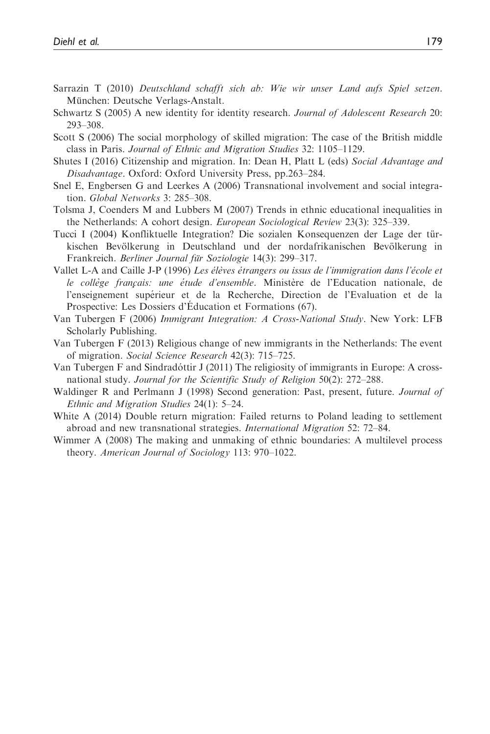Sarrazin T (2010) *Deutschland schafft sich ab: Wie wir unser Land aufs Spiel setzen*. München: Deutsche Verlags-Anstalt.

Schwartz S (2005) A new identity for identity research. *Journal of Adolescent Research* 20: 293–308.

Scott S (2006) The social morphology of skilled migration: The case of the British middle class in Paris. *Journal of Ethnic and Migration Studies* 32: 1105–1129.

Shutes I (2016) Citizenship and migration. In: Dean H, Platt L (eds) *Social Advantage and Disadvantage*. Oxford: Oxford University Press, pp.263–284.

Snel E, Engbersen G and Leerkes A (2006) Transnational involvement and social integration. *Global Networks* 3: 285–308.

Tolsma J, Coenders M and Lubbers M (2007) Trends in ethnic educational inequalities in the Netherlands: A cohort design. *European Sociological Review* 23(3): 325–339.

Tucci I (2004) Konfliktuelle Integration? Die sozialen Konsequenzen der Lage der türkischen Bevölkerung in Deutschland und der nordafrikanischen Bevölkerung in Frankreich. *Berliner Journal für Soziologie* 14(3): 299–317.

Vallet L-A and Caille J-P (1996) *Les élèves étrangers ou issus de l'immigration dans l'école et le collège français: une étude d'ensemble*. Ministère de l'Education nationale, de l'enseignement supérieur et de la Recherche, Direction de l'Evaluation et de la Prospective: Les Dossiers d'Éducation et Formations (67).

Van Tubergen F (2006) *Immigrant Integration: A Cross-National Study*. New York: LFB Scholarly Publishing.

Van Tubergen F (2013) Religious change of new immigrants in the Netherlands: The event of migration. *Social Science Research* 42(3): 715–725.

Van Tubergen F and Sindradóttir J (2011) The religiosity of immigrants in Europe: A cross-national study. *Journal for the Scientific Study of Religion* 50(2): 272–288.

Waldinger R and Perlmann J (1998) Second generation: Past, present, future. *Journal of Ethnic and Migration Studies* 24(1): 5–24.

White A (2014) Double return migration: Failed returns to Poland leading to settlement abroad and new transnational strategies. *International Migration* 52: 72–84.

Wimmer A (2008) The making and unmaking of ethnic boundaries: A multilevel process theory. *American Journal of Sociology* 113: 970–1022.